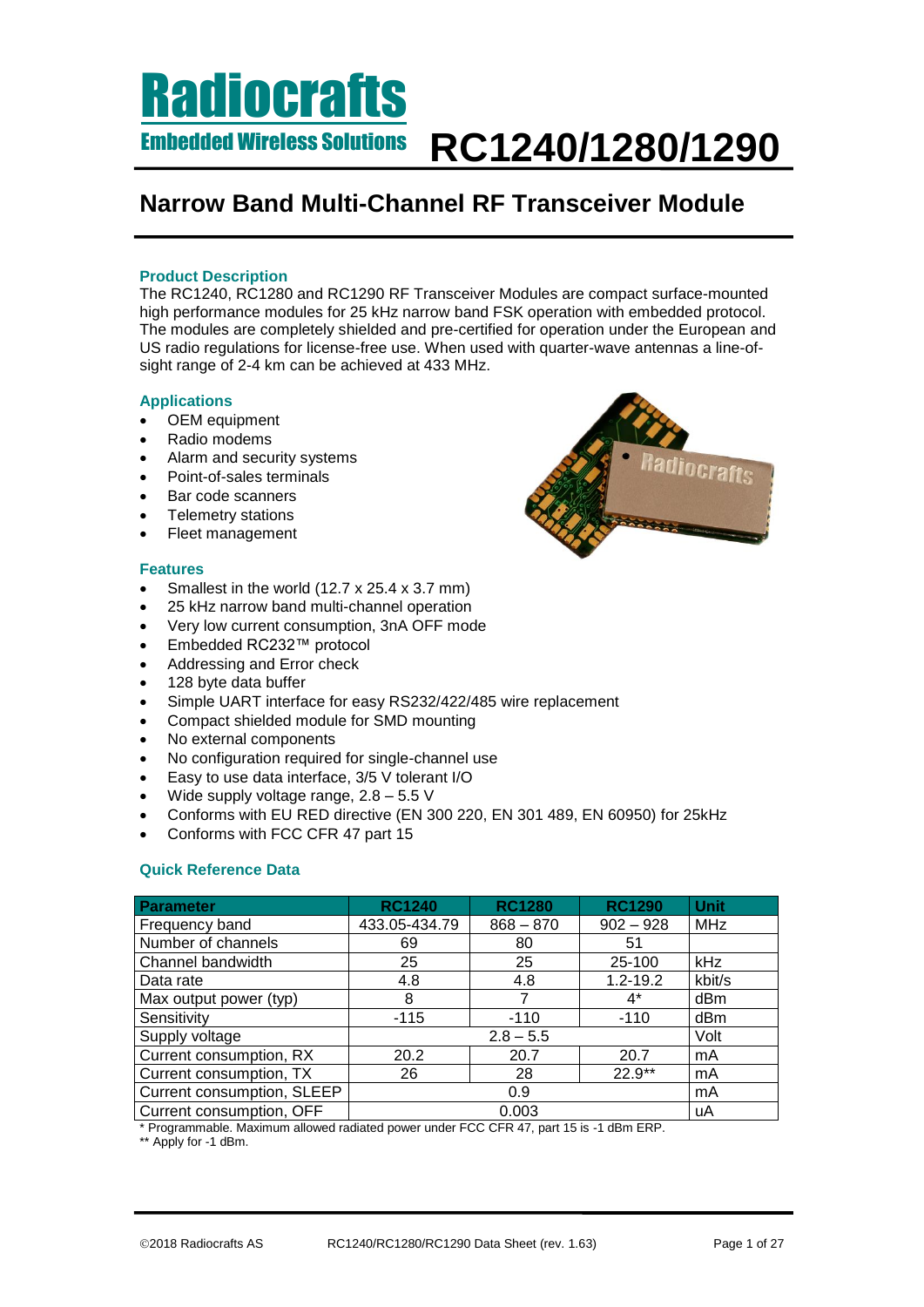# Radiocrafts

**Embedded Wireless Solutions**

# RC1240/1280/1290

## Narrow Band Multi-Channel RF Transceiver Module

### Product Description

The RC1240, RC1280 and RC1290 RF Transceiver Modules are compact surface-mounted high performance modules for 25 kHz narrow band FSK operation with embedded protocol. The modules are completely shielded and pre-certified for operation under the European and US radio regulations for license-free use. When used with quarter-wave antennas a line-of-sight range of 2-4 km can be achieved at 433 MHz.

### Applications

- OEM equipment
- Radio modems
- Alarm and security systems
- Point-of-sales terminals
- Bar code scanners
- Telemetry stations
- Fleet management

### Features

- Smallest in the world (12.7 x 25.4 x 3.7 mm)
- 25 kHz narrow band multi-channel operation
- Very low current consumption, 3nA OFF mode
- Embedded RC232™ protocol
- Addressing and Error check
- 128 byte data buffer
- Simple UART interface for easy RS232/422/485 wire replacement
- Compact shielded module for SMD mounting
- No external components
- No configuration required for single-channel use
- Easy to use data interface, 3/5 V tolerant I/O
- Wide supply voltage range, 2.8 – 5.5 V
- Conforms with EU RED directive (EN 300 220, EN 301 489, EN 60950) for 25kHz
- Conforms with FCC CFR 47 part 15

### Quick Reference Data

| Parameter | RC1240 | RC1280 | RC1290 | Unit |
|---|---|---|---|---|
| Frequency band | 433.05-434.79 | 868 – 870 | 902 – 928 | MHz |
| Number of channels | 69 | 80 | 51 | |
| Channel bandwidth | 25 | 25 | 25-100 | kHz |
| Data rate | 4.8 | 4.8 | 1.2-19.2 | kbit/s |
| Max output power (typ) | 8 | 7 | 4* | dBm |
| Sensitivity | -115 | -110 | -110 | dBm |
| Supply voltage | 2.8 – 5.5 | | | Volt |
| Current consumption, RX | 20.2 | 20.7 | 20.7 | mA |
| Current consumption, TX | 26 | 28 | 22.9** | mA |
| Current consumption, SLEEP | 0.9 | | | mA |
| Current consumption, OFF | 0.003 | | | uA |

\* Programmable. Maximum allowed radiated power under FCC CFR 47, part 15 is -1 dBm ERP.

** Apply for -1 dBm.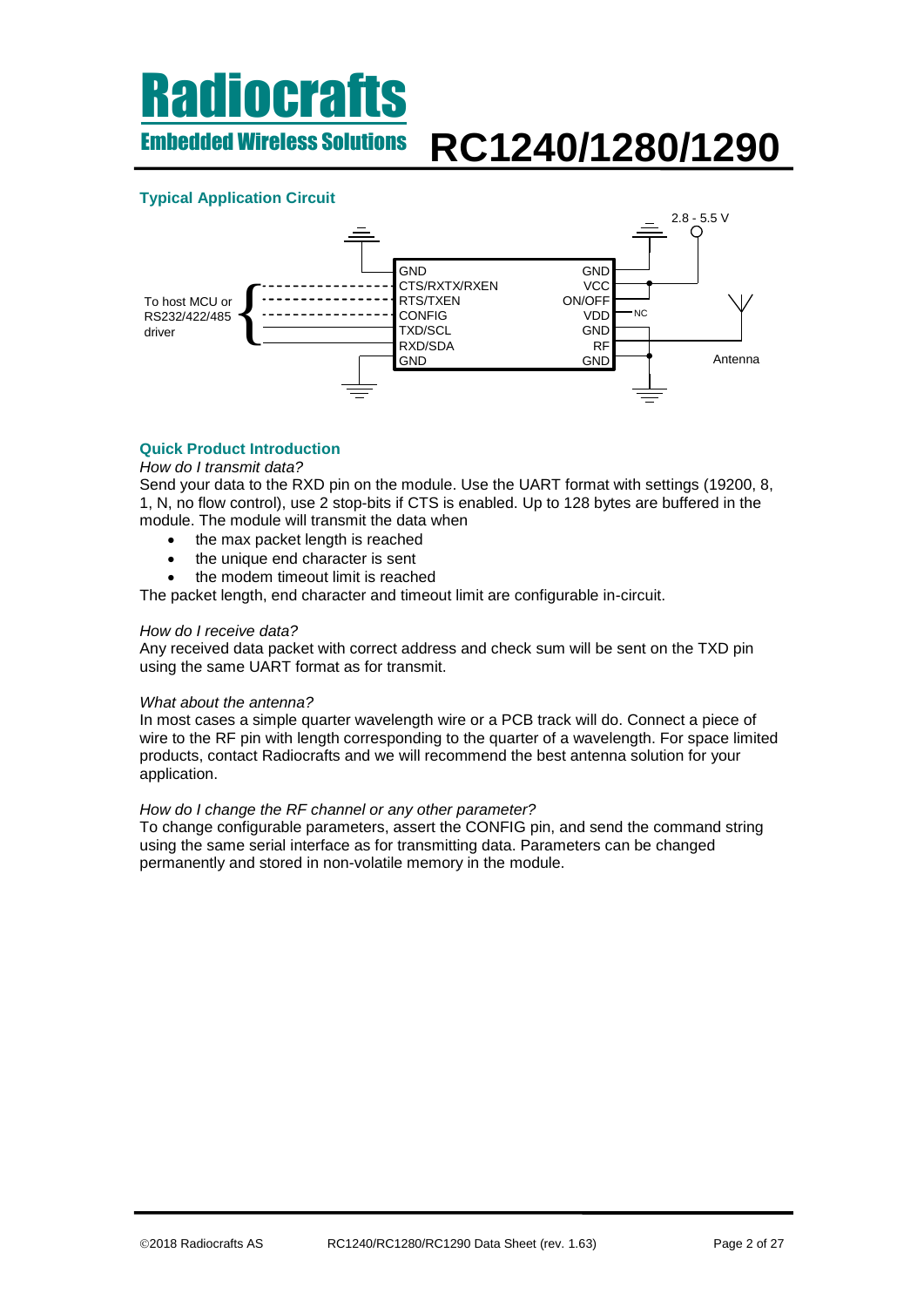## Typical Application Circuit

To host MCU or RS232/422/485 driver

| Left pins | Right pins |
|---|---|
| GND | GND |
| CTS/RXTX/RXEN | VCC |
| RTS/TXEN | ON/OFF |
| CONFIG | VDD |
| TXD/SCL | GND |
| RXD/SDA | RF |
| GND | GND |

2.8 - 5.5 V

NC

Antenna

## Quick Product Introduction

*How do I transmit data?*

Send your data to the RXD pin on the module. Use the UART format with settings (19200, 8, 1, N, no flow control), use 2 stop-bits if CTS is enabled. Up to 128 bytes are buffered in the module. The module will transmit the data when

- the max packet length is reached
- the unique end character is sent
- the modem timeout limit is reached

The packet length, end character and timeout limit are configurable in-circuit.

*How do I receive data?*

Any received data packet with correct address and check sum will be sent on the TXD pin using the same UART format as for transmit.

*What about the antenna?*

In most cases a simple quarter wavelength wire or a PCB track will do. Connect a piece of wire to the RF pin with length corresponding to the quarter of a wavelength. For space limited products, contact Radiocrafts and we will recommend the best antenna solution for your application.

*How do I change the RF channel or any other parameter?*

To change configurable parameters, assert the CONFIG pin, and send the command string using the same serial interface as for transmitting data. Parameters can be changed permanently and stored in non-volatile memory in the module.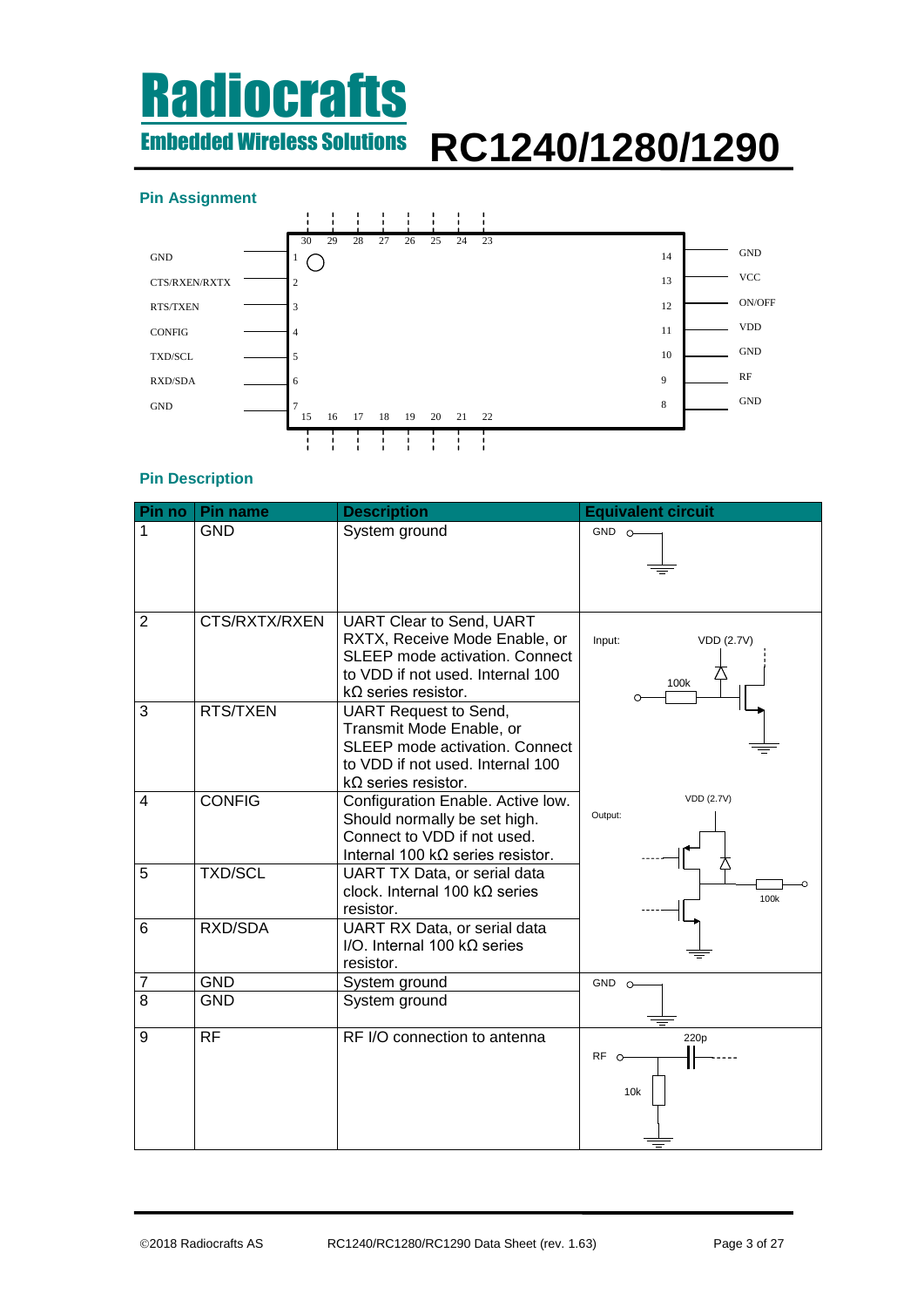## Pin Assignment

| Pin | Name | Pin | Name |
|---|---|---|---|
| 1 | GND | 14 | GND |
| 2 | CTS/RXEN/RXTX | 13 | VCC |
| 3 | RTS/TXEN | 12 | ON/OFF |
| 4 | CONFIG | 11 | VDD |
| 5 | TXD/SCL | 10 | GND |
| 6 | RXD/SDA | 9 | RF |
| 7 | GND | 8 | GND |

Pins 15–30 (15, 16, 17, 18, 19, 20, 21, 22 on the bottom edge; 30, 29, 28, 27, 26, 25, 24, 23 on the top edge) are shown with dashed lines.

## Pin Description

| Pin no | Pin name | Description | Equivalent circuit |
|---|---|---|---|
| 1 | GND | System ground | GND (to ground) |
| 2 | CTS/RXTX/RXEN | UART Clear to Send, UART RXTX, Receive Mode Enable, or SLEEP mode activation. Connect to VDD if not used. Internal 100 kΩ series resistor. | Input: VDD (2.7V), 100k |
| 3 | RTS/TXEN | UART Request to Send, Transmit Mode Enable, or SLEEP mode activation. Connect to VDD if not used. Internal 100 kΩ series resistor. | |
| 4 | CONFIG | Configuration Enable. Active low. Should normally be set high. Connect to VDD if not used. Internal 100 kΩ series resistor. | Output: VDD (2.7V), 100k |
| 5 | TXD/SCL | UART TX Data, or serial data clock. Internal 100 kΩ series resistor. | |
| 6 | RXD/SDA | UART RX Data, or serial data I/O. Internal 100 kΩ series resistor. | |
| 7 | GND | System ground | GND (to ground) |
| 8 | GND | System ground | |
| 9 | RF | RF I/O connection to antenna | RF, 220p, 10k |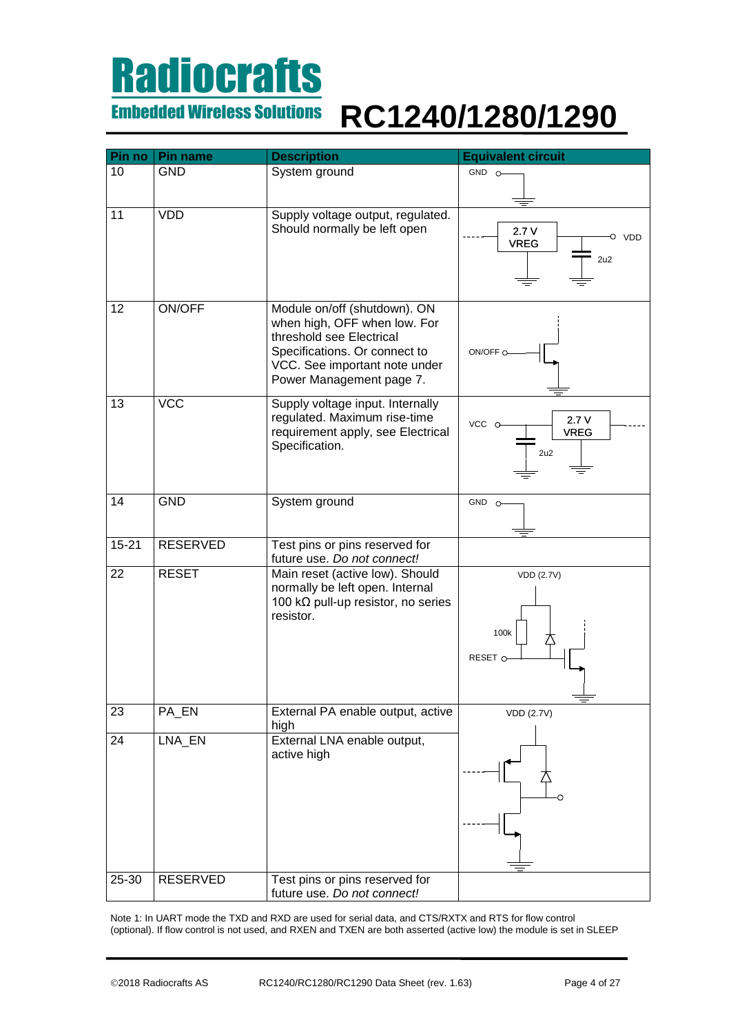| Pin no | Pin name | Description | Equivalent circuit |
|---|---|---|---|
| 10 | GND | System ground | GND |
| 11 | VDD | Supply voltage output, regulated. Should normally be left open | 2.7 V VREG, VDD, 2u2 |
| 12 | ON/OFF | Module on/off (shutdown). ON when high, OFF when low. For threshold see Electrical Specifications. Or connect to VCC. See important note under Power Management page 7. | ON/OFF |
| 13 | VCC | Supply voltage input. Internally regulated. Maximum rise-time requirement apply, see Electrical Specification. | VCC, 2.7 V VREG, 2u2 |
| 14 | GND | System ground | GND |
| 15-21 | RESERVED | Test pins or pins reserved for future use. *Do not connect!* | |
| 22 | RESET | Main reset (active low). Should normally be left open. Internal 100 kΩ pull-up resistor, no series resistor. | VDD (2.7V), 100k, RESET |
| 23 | PA_EN | External PA enable output, active high | VDD (2.7V) |
| 24 | LNA_EN | External LNA enable output, active high | |
| 25-30 | RESERVED | Test pins or pins reserved for future use. *Do not connect!* | |

Note 1: In UART mode the TXD and RXD are used for serial data, and CTS/RXTX and RTS for flow control (optional). If flow control is not used, and RXEN and TXEN are both asserted (active low) the module is set in SLEEP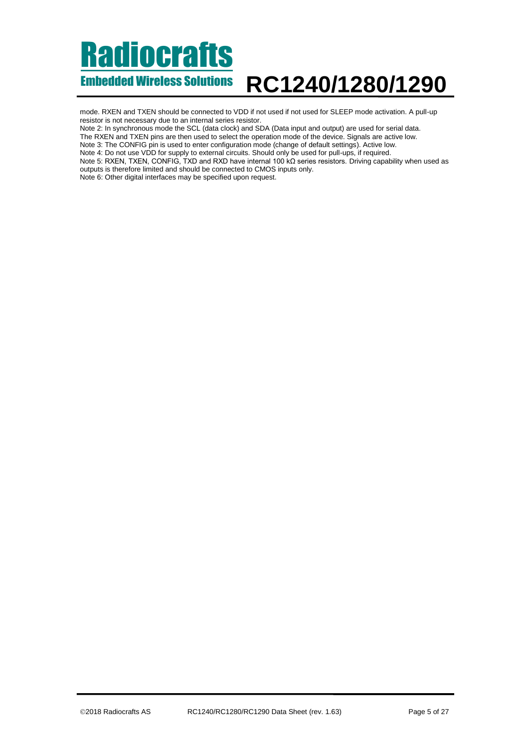mode. RXEN and TXEN should be connected to VDD if not used if not used for SLEEP mode activation. A pull-up resistor is not necessary due to an internal series resistor.

Note 2: In synchronous mode the SCL (data clock) and SDA (Data input and output) are used for serial data. The RXEN and TXEN pins are then used to select the operation mode of the device. Signals are active low.

Note 3: The CONFIG pin is used to enter configuration mode (change of default settings). Active low.

Note 4: Do not use VDD for supply to external circuits. Should only be used for pull-ups, if required.

Note 5: RXEN, TXEN, CONFIG, TXD and RXD have internal 100 kΩ series resistors. Driving capability when used as outputs is therefore limited and should be connected to CMOS inputs only.

Note 6: Other digital interfaces may be specified upon request.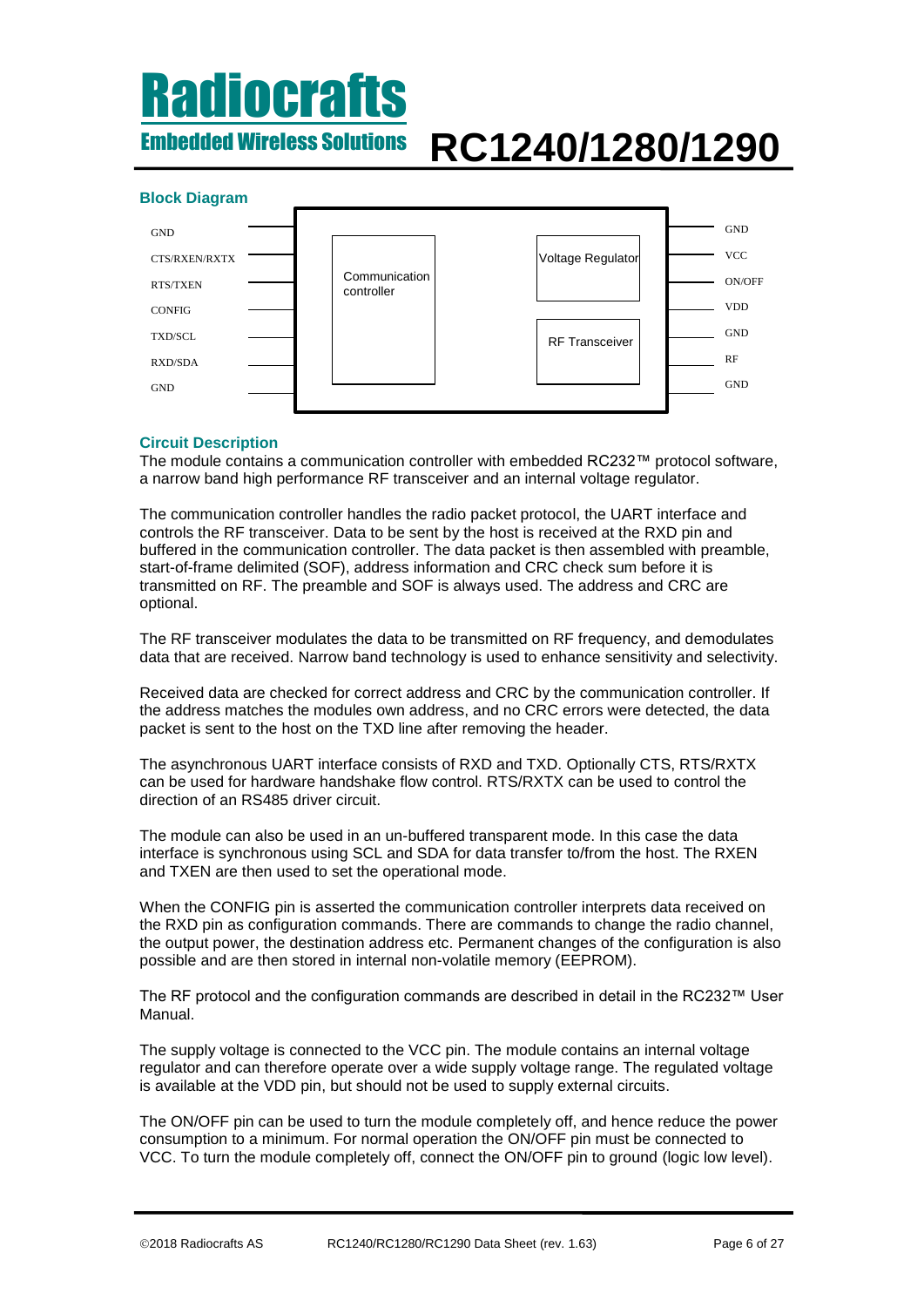## Block Diagram

| Left pins | | Right pins |
|---|---|---|
| GND | | GND |
| CTS/RXEN/RXTX | | VCC |
| RTS/TXEN | Communication controller | ON/OFF |
| CONFIG | Voltage Regulator | VDD |
| TXD/SCL | RF Transceiver | GND |
| RXD/SDA | | RF |
| GND | | GND |

## Circuit Description

The module contains a communication controller with embedded RC232™ protocol software, a narrow band high performance RF transceiver and an internal voltage regulator.

The communication controller handles the radio packet protocol, the UART interface and controls the RF transceiver. Data to be sent by the host is received at the RXD pin and buffered in the communication controller. The data packet is then assembled with preamble, start-of-frame delimited (SOF), address information and CRC check sum before it is transmitted on RF. The preamble and SOF is always used. The address and CRC are optional.

The RF transceiver modulates the data to be transmitted on RF frequency, and demodulates data that are received. Narrow band technology is used to enhance sensitivity and selectivity.

Received data are checked for correct address and CRC by the communication controller. If the address matches the modules own address, and no CRC errors were detected, the data packet is sent to the host on the TXD line after removing the header.

The asynchronous UART interface consists of RXD and TXD. Optionally CTS, RTS/RXTX can be used for hardware handshake flow control. RTS/RXTX can be used to control the direction of an RS485 driver circuit.

The module can also be used in an un-buffered transparent mode. In this case the data interface is synchronous using SCL and SDA for data transfer to/from the host. The RXEN and TXEN are then used to set the operational mode.

When the CONFIG pin is asserted the communication controller interprets data received on the RXD pin as configuration commands. There are commands to change the radio channel, the output power, the destination address etc. Permanent changes of the configuration is also possible and are then stored in internal non-volatile memory (EEPROM).

The RF protocol and the configuration commands are described in detail in the RC232™ User Manual.

The supply voltage is connected to the VCC pin. The module contains an internal voltage regulator and can therefore operate over a wide supply voltage range. The regulated voltage is available at the VDD pin, but should not be used to supply external circuits.

The ON/OFF pin can be used to turn the module completely off, and hence reduce the power consumption to a minimum. For normal operation the ON/OFF pin must be connected to VCC. To turn the module completely off, connect the ON/OFF pin to ground (logic low level).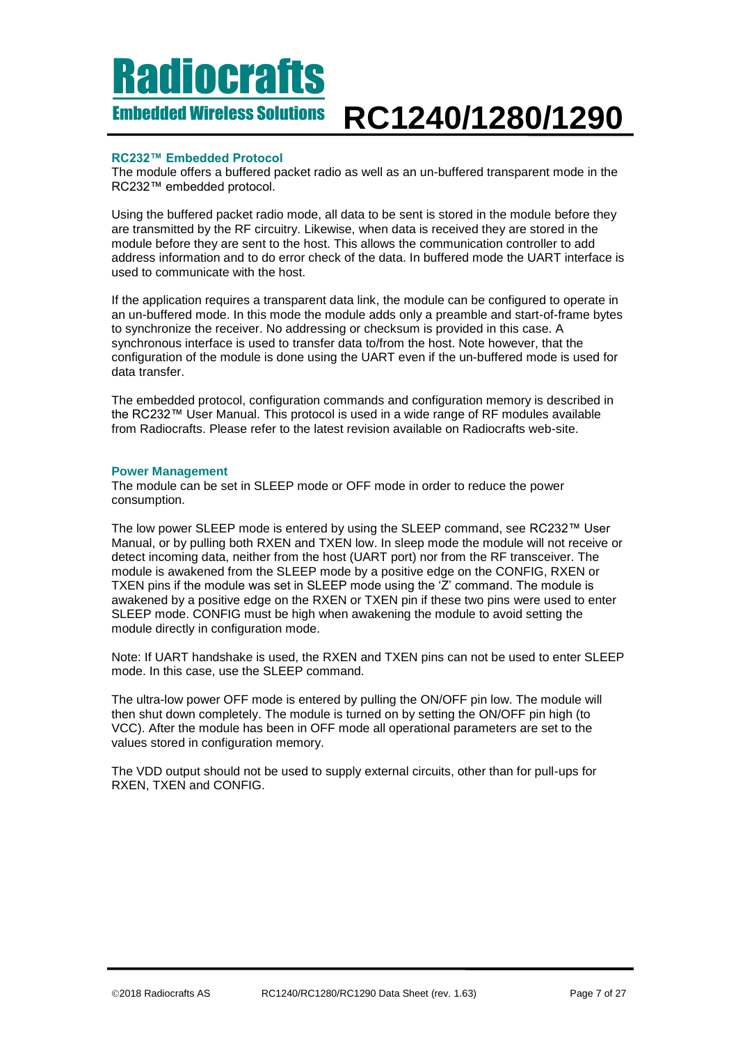### RC232™ Embedded Protocol

The module offers a buffered packet radio as well as an un-buffered transparent mode in the RC232™ embedded protocol.

Using the buffered packet radio mode, all data to be sent is stored in the module before they are transmitted by the RF circuitry. Likewise, when data is received they are stored in the module before they are sent to the host. This allows the communication controller to add address information and to do error check of the data. In buffered mode the UART interface is used to communicate with the host.

If the application requires a transparent data link, the module can be configured to operate in an un-buffered mode. In this mode the module adds only a preamble and start-of-frame bytes to synchronize the receiver. No addressing or checksum is provided in this case. A synchronous interface is used to transfer data to/from the host. Note however, that the configuration of the module is done using the UART even if the un-buffered mode is used for data transfer.

The embedded protocol, configuration commands and configuration memory is described in the RC232™ User Manual. This protocol is used in a wide range of RF modules available from Radiocrafts. Please refer to the latest revision available on Radiocrafts web-site.

### Power Management

The module can be set in SLEEP mode or OFF mode in order to reduce the power consumption.

The low power SLEEP mode is entered by using the SLEEP command, see RC232™ User Manual, or by pulling both RXEN and TXEN low. In sleep mode the module will not receive or detect incoming data, neither from the host (UART port) nor from the RF transceiver. The module is awakened from the SLEEP mode by a positive edge on the CONFIG, RXEN or TXEN pins if the module was set in SLEEP mode using the 'Z' command. The module is awakened by a positive edge on the RXEN or TXEN pin if these two pins were used to enter SLEEP mode. CONFIG must be high when awakening the module to avoid setting the module directly in configuration mode.

Note: If UART handshake is used, the RXEN and TXEN pins can not be used to enter SLEEP mode. In this case, use the SLEEP command.

The ultra-low power OFF mode is entered by pulling the ON/OFF pin low. The module will then shut down completely. The module is turned on by setting the ON/OFF pin high (to VCC). After the module has been in OFF mode all operational parameters are set to the values stored in configuration memory.

The VDD output should not be used to supply external circuits, other than for pull-ups for RXEN, TXEN and CONFIG.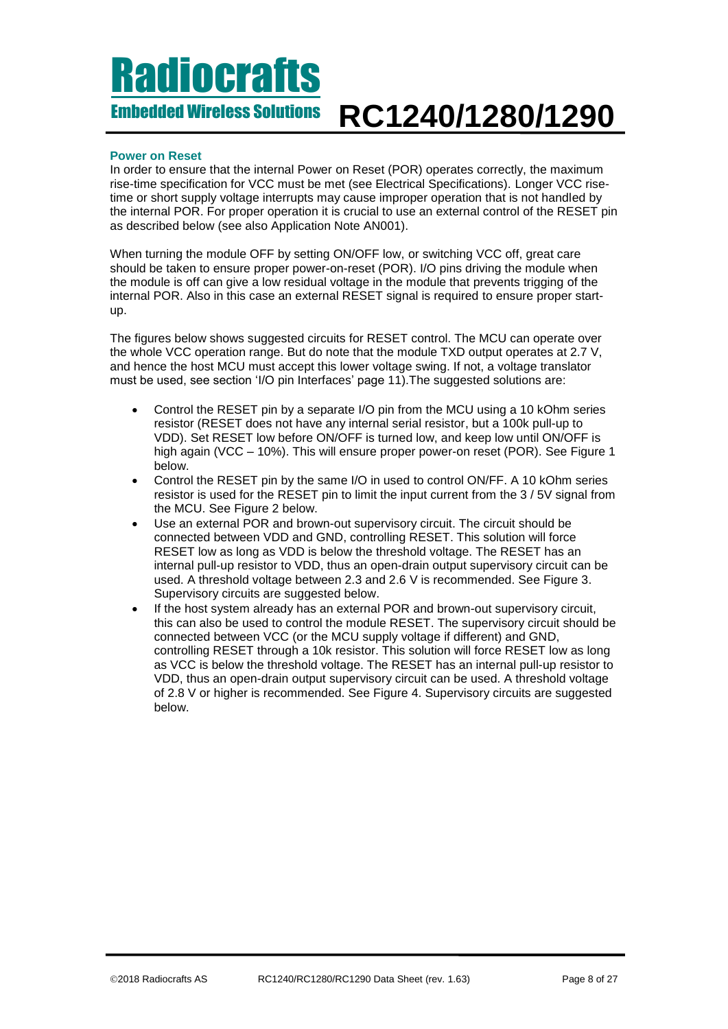### Power on Reset

In order to ensure that the internal Power on Reset (POR) operates correctly, the maximum rise-time specification for VCC must be met (see Electrical Specifications). Longer VCC rise-time or short supply voltage interrupts may cause improper operation that is not handled by the internal POR. For proper operation it is crucial to use an external control of the RESET pin as described below (see also Application Note AN001).

When turning the module OFF by setting ON/OFF low, or switching VCC off, great care should be taken to ensure proper power-on-reset (POR). I/O pins driving the module when the module is off can give a low residual voltage in the module that prevents trigging of the internal POR. Also in this case an external RESET signal is required to ensure proper start-up.

The figures below shows suggested circuits for RESET control. The MCU can operate over the whole VCC operation range. But do note that the module TXD output operates at 2.7 V, and hence the host MCU must accept this lower voltage swing. If not, a voltage translator must be used, see section 'I/O pin Interfaces' page 11).The suggested solutions are:

- Control the RESET pin by a separate I/O pin from the MCU using a 10 kOhm series resistor (RESET does not have any internal serial resistor, but a 100k pull-up to VDD). Set RESET low before ON/OFF is turned low, and keep low until ON/OFF is high again (VCC – 10%). This will ensure proper power-on reset (POR). See Figure 1 below.
- Control the RESET pin by the same I/O in used to control ON/FF. A 10 kOhm series resistor is used for the RESET pin to limit the input current from the 3 / 5V signal from the MCU. See Figure 2 below.
- Use an external POR and brown-out supervisory circuit. The circuit should be connected between VDD and GND, controlling RESET. This solution will force RESET low as long as VDD is below the threshold voltage. The RESET has an internal pull-up resistor to VDD, thus an open-drain output supervisory circuit can be used. A threshold voltage between 2.3 and 2.6 V is recommended. See Figure 3. Supervisory circuits are suggested below.
- If the host system already has an external POR and brown-out supervisory circuit, this can also be used to control the module RESET. The supervisory circuit should be connected between VCC (or the MCU supply voltage if different) and GND, controlling RESET through a 10k resistor. This solution will force RESET low as long as VCC is below the threshold voltage. The RESET has an internal pull-up resistor to VDD, thus an open-drain output supervisory circuit can be used. A threshold voltage of 2.8 V or higher is recommended. See Figure 4. Supervisory circuits are suggested below.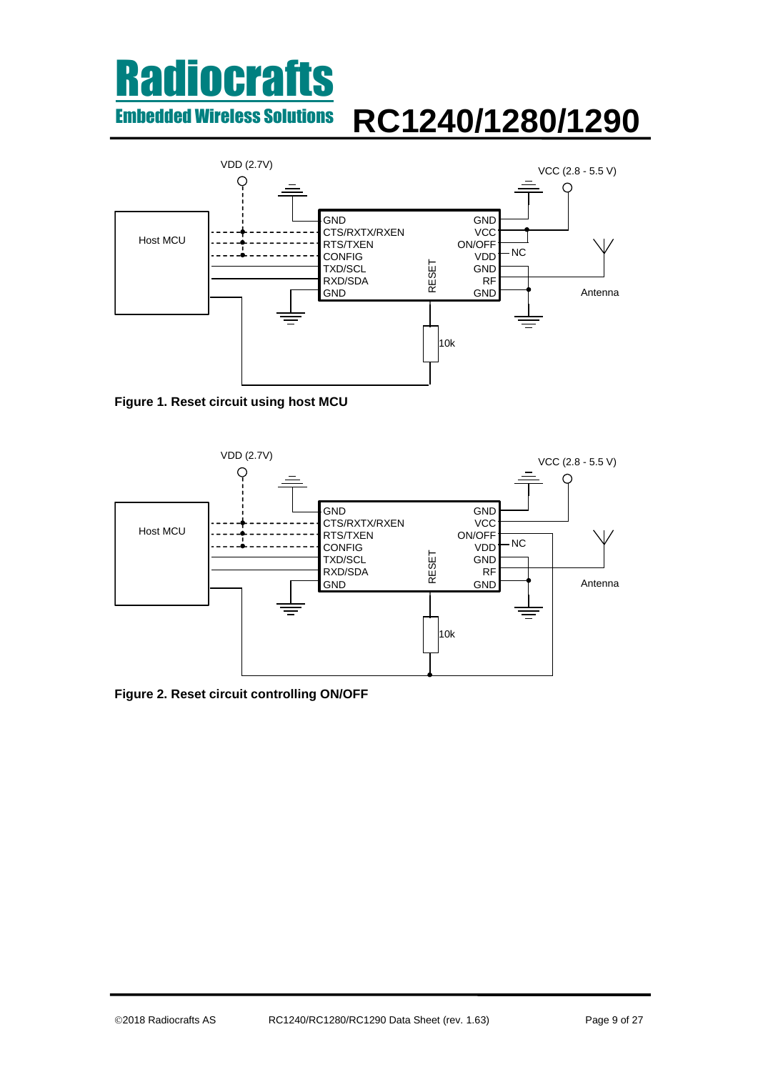VDD (2.7V)

VCC (2.8 - 5.5 V)

Host MCU

GND
CTS/RXTX/RXEN
RTS/TXEN
CONFIG
TXD/SCL
RXD/SDA
GND

RESET

GND
VCC
ON/OFF
VDD
GND
RF
GND

NC

Antenna

10k

**Figure 1. Reset circuit using host MCU**

VDD (2.7V)

VCC (2.8 - 5.5 V)

Host MCU

GND
CTS/RXTX/RXEN
RTS/TXEN
CONFIG
TXD/SCL
RXD/SDA
GND

RESET

GND
VCC
ON/OFF
VDD
GND
RF
GND

NC

Antenna

10k

**Figure 2. Reset circuit controlling ON/OFF**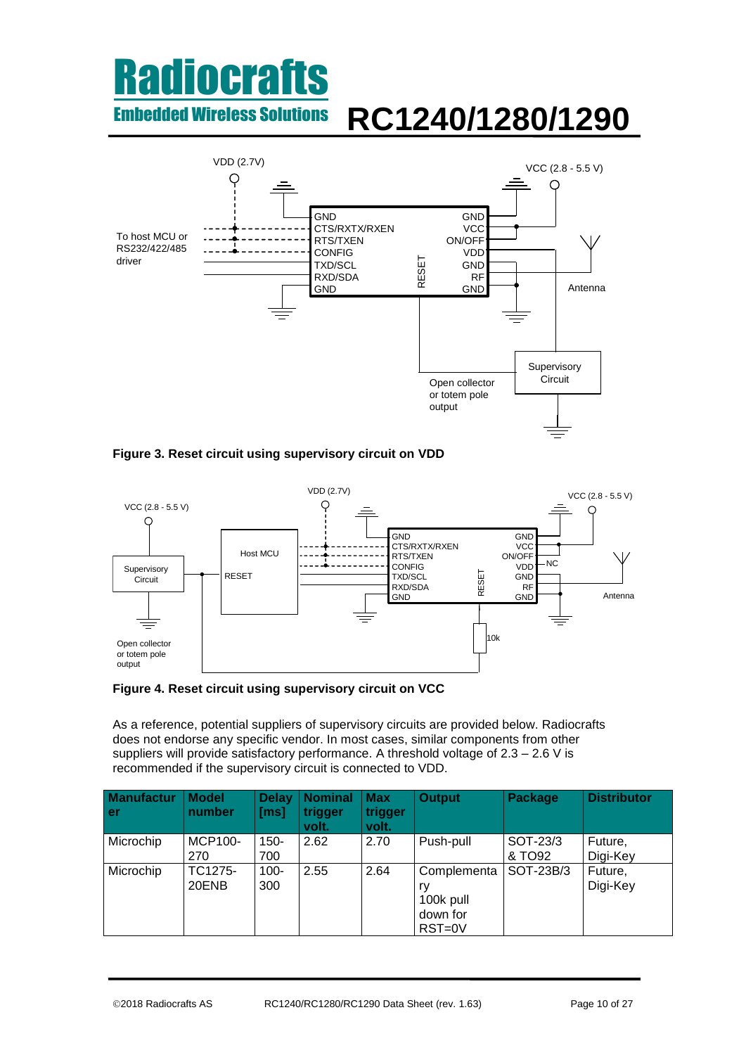Figure 3. Reset circuit using supervisory circuit on VDD

Figure 4. Reset circuit using supervisory circuit on VCC

As a reference, potential suppliers of supervisory circuits are provided below. Radiocrafts does not endorse any specific vendor. In most cases, similar components from other suppliers will provide satisfactory performance. A threshold voltage of 2.3 – 2.6 V is recommended if the supervisory circuit is connected to VDD.

| Manufacturer | Model number | Delay [ms] | Nominal trigger volt. | Max trigger volt. | Output | Package | Distributor |
|---|---|---|---|---|---|---|---|
| Microchip | MCP100-270 | 150-700 | 2.62 | 2.70 | Push-pull | SOT-23/3 & TO92 | Future, Digi-Key |
| Microchip | TC1275-20ENB | 100-300 | 2.55 | 2.64 | Complementary 100k pull down for RST=0V | SOT-23B/3 | Future, Digi-Key |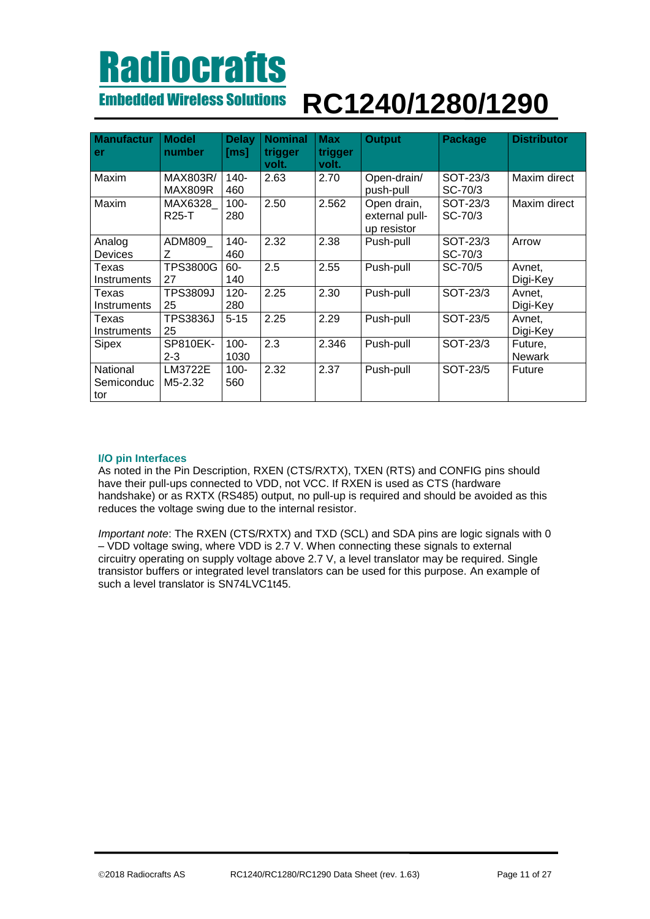| Manufacturer | Model number | Delay [ms] | Nominal trigger volt. | Max trigger volt. | Output | Package | Distributor |
|---|---|---|---|---|---|---|---|
| Maxim | MAX803R/ MAX809R | 140-460 | 2.63 | 2.70 | Open-drain/ push-pull | SOT-23/3 SC-70/3 | Maxim direct |
| Maxim | MAX6328_R25-T | 100-280 | 2.50 | 2.562 | Open drain, external pull-up resistor | SOT-23/3 SC-70/3 | Maxim direct |
| Analog Devices | ADM809_Z | 140-460 | 2.32 | 2.38 | Push-pull | SOT-23/3 SC-70/3 | Arrow |
| Texas Instruments | TPS3800G27 | 60-140 | 2.5 | 2.55 | Push-pull | SC-70/5 | Avnet, Digi-Key |
| Texas Instruments | TPS3809J25 | 120-280 | 2.25 | 2.30 | Push-pull | SOT-23/3 | Avnet, Digi-Key |
| Texas Instruments | TPS3836J25 | 5-15 | 2.25 | 2.29 | Push-pull | SOT-23/5 | Avnet, Digi-Key |
| Sipex | SP810EK-2-3 | 100-1030 | 2.3 | 2.346 | Push-pull | SOT-23/3 | Future, Newark |
| National Semiconductor | LM3722EM5-2.32 | 100-560 | 2.32 | 2.37 | Push-pull | SOT-23/5 | Future |

### I/O pin Interfaces

As noted in the Pin Description, RXEN (CTS/RXTX), TXEN (RTS) and CONFIG pins should have their pull-ups connected to VDD, not VCC. If RXEN is used as CTS (hardware handshake) or as RXTX (RS485) output, no pull-up is required and should be avoided as this reduces the voltage swing due to the internal resistor.

*Important note*: The RXEN (CTS/RXTX) and TXD (SCL) and SDA pins are logic signals with 0 – VDD voltage swing, where VDD is 2.7 V. When connecting these signals to external circuitry operating on supply voltage above 2.7 V, a level translator may be required. Single transistor buffers or integrated level translators can be used for this purpose. An example of such a level translator is SN74LVC1t45.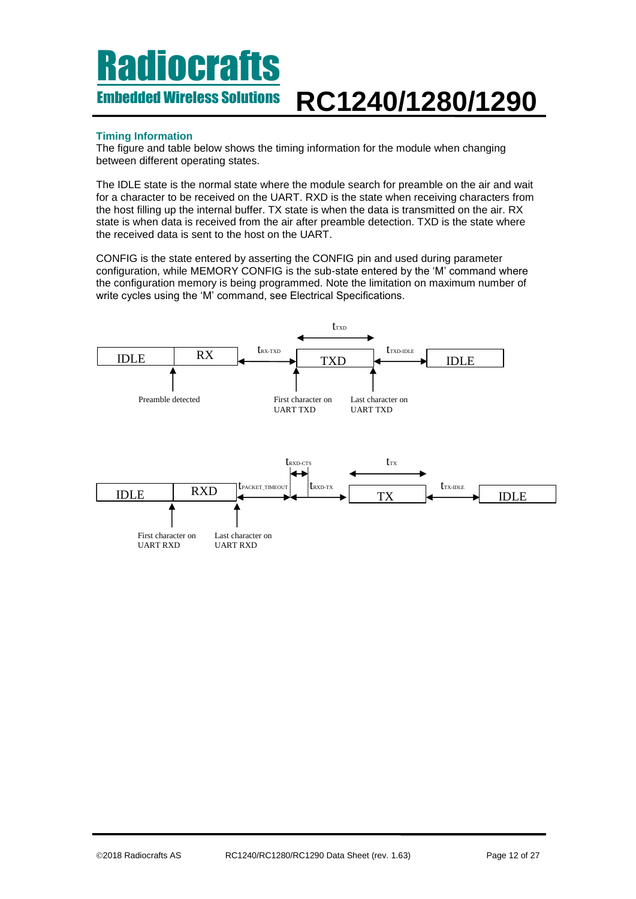### Timing Information

The figure and table below shows the timing information for the module when changing between different operating states.

The IDLE state is the normal state where the module search for preamble on the air and wait for a character to be received on the UART. RXD is the state when receiving characters from the host filling up the internal buffer. TX state is when the data is transmitted on the air. RX state is when data is received from the air after preamble detection. TXD is the state where the received data is sent to the host on the UART.

CONFIG is the state entered by asserting the CONFIG pin and used during parameter configuration, while MEMORY CONFIG is the sub-state entered by the 'M' command where the configuration memory is being programmed. Note the limitation on maximum number of write cycles using the 'M' command, see Electrical Specifications.

IDLE → RX → ($t_{RX\text{-}TXD}$) → TXD ($t_{TXD}$) → ($t_{TXD\text{-}IDLE}$) → IDLE

Preamble detected; First character on UART TXD; Last character on UART TXD

IDLE → RXD → ($t_{PACKET\_TIMEOUT}$, $t_{RXD\text{-}CTS}$, $t_{RXD\text{-}TX}$) → TX ($t_{TX}$) → ($t_{TX\text{-}IDLE}$) → IDLE

First character on UART RXD; Last character on UART RXD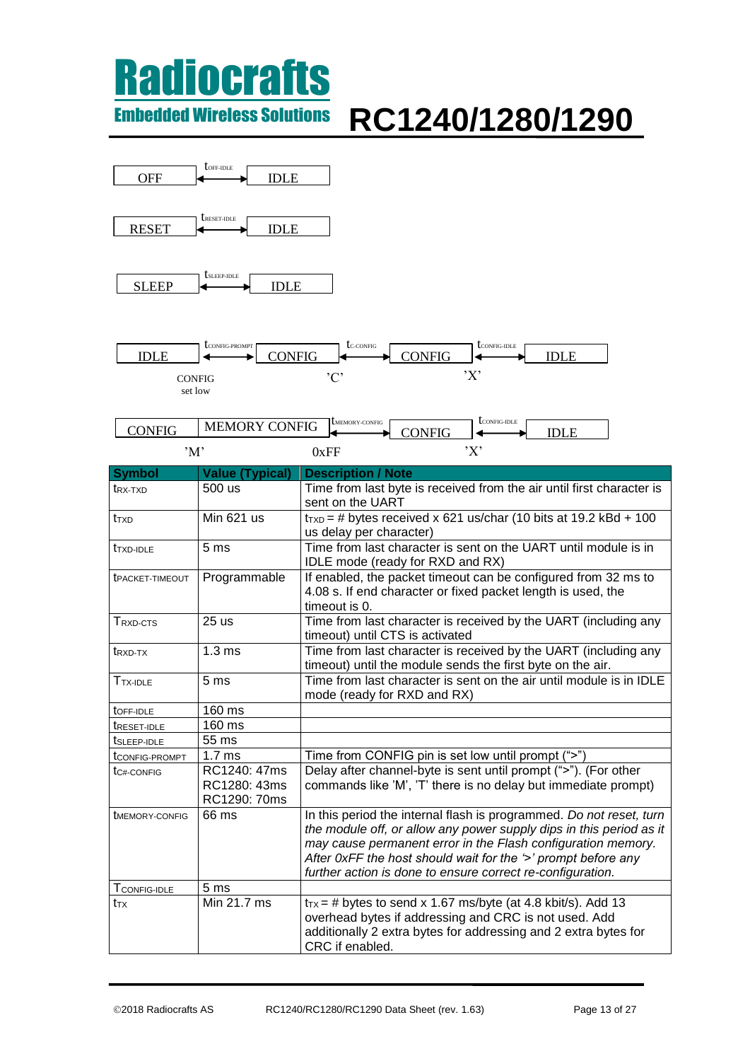OFF ⟷ $t_{OFF\text{-}IDLE}$ ⟷ IDLE

RESET ⟷ $t_{RESET\text{-}IDLE}$ ⟷ IDLE

SLEEP ⟷ $t_{SLEEP\text{-}IDLE}$ ⟷ IDLE

IDLE ⟷ $t_{CONFIG\text{-}PROMPT}$ ⟷ CONFIG ⟷ $t_{C\text{-}CONFIG}$ ⟷ CONFIG ⟷ $t_{CONFIG\text{-}IDLE}$ ⟷ IDLE

CONFIG set low ’C’ ’X’

CONFIG | MEMORY CONFIG ⟷ $t_{MEMORY\text{-}CONFIG}$ ⟷ CONFIG ⟷ $t_{CONFIG\text{-}IDLE}$ ⟷ IDLE

’M’ 0xFF ’X’

| Symbol | Value (Typical) | Description / Note |
|---|---|---|
| $t_{RX\text{-}TXD}$ | 500 us | Time from last byte is received from the air until first character is sent on the UART |
| $t_{TXD}$ | Min 621 us | $t_{TXD}$ = # bytes received x 621 us/char (10 bits at 19.2 kBd + 100 us delay per character) |
| $t_{TXD\text{-}IDLE}$ | 5 ms | Time from last character is sent on the UART until module is in IDLE mode (ready for RXD and RX) |
| $t_{PACKET\text{-}TIMEOUT}$ | Programmable | If enabled, the packet timeout can be configured from 32 ms to 4.08 s. If end character or fixed packet length is used, the timeout is 0. |
| $T_{RXD\text{-}CTS}$ | 25 us | Time from last character is received by the UART (including any timeout) until CTS is activated |
| $t_{RXD\text{-}TX}$ | 1.3 ms | Time from last character is received by the UART (including any timeout) until the module sends the first byte on the air. |
| $T_{TX\text{-}IDLE}$ | 5 ms | Time from last character is sent on the air until module is in IDLE mode (ready for RXD and RX) |
| $t_{OFF\text{-}IDLE}$ | 160 ms | |
| $t_{RESET\text{-}IDLE}$ | 160 ms | |
| $t_{SLEEP\text{-}IDLE}$ | 55 ms | |
| $t_{CONFIG\text{-}PROMPT}$ | 1.7 ms | Time from CONFIG pin is set low until prompt (">") |
| $t_{C\#\text{-}CONFIG}$ | RC1240: 47ms<br>RC1280: 43ms<br>RC1290: 70ms | Delay after channel-byte is sent until prompt (">"). (For other commands like 'M', 'T' there is no delay but immediate prompt) |
| $t_{MEMORY\text{-}CONFIG}$ | 66 ms | In this period the internal flash is programmed. *Do not reset, turn the module off, or allow any power supply dips in this period as it may cause permanent error in the Flash configuration memory. After 0xFF the host should wait for the '>' prompt before any further action is done to ensure correct re-configuration.* |
| $T_{CONFIG\text{-}IDLE}$ | 5 ms | |
| $t_{TX}$ | Min 21.7 ms | $t_{TX}$ = # bytes to send x 1.67 ms/byte (at 4.8 kbit/s). Add 13 overhead bytes if addressing and CRC is not used. Add additionally 2 extra bytes for addressing and 2 extra bytes for CRC if enabled. |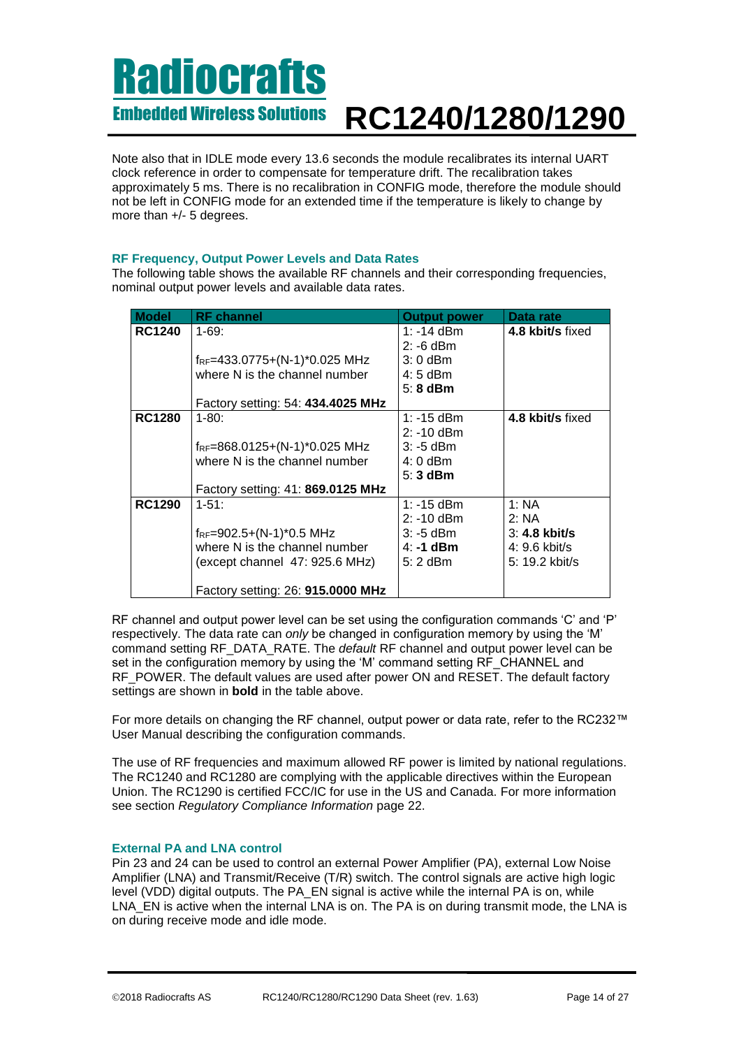Note also that in IDLE mode every 13.6 seconds the module recalibrates its internal UART clock reference in order to compensate for temperature drift. The recalibration takes approximately 5 ms. There is no recalibration in CONFIG mode, therefore the module should not be left in CONFIG mode for an extended time if the temperature is likely to change by more than +/- 5 degrees.

### RF Frequency, Output Power Levels and Data Rates

The following table shows the available RF channels and their corresponding frequencies, nominal output power levels and available data rates.

| Model | RF channel | Output power | Data rate |
|---|---|---|---|
| **RC1240** | 1-69:<br><br>$f_{RF}$=433.0775+(N-1)*0.025 MHz<br>where N is the channel number<br><br>Factory setting: 54: **434.4025 MHz** | 1: -14 dBm<br>2: -6 dBm<br>3: 0 dBm<br>4: 5 dBm<br>5: **8 dBm** | **4.8 kbit/s** fixed |
| **RC1280** | 1-80:<br><br>$f_{RF}$=868.0125+(N-1)*0.025 MHz<br>where N is the channel number<br><br>Factory setting: 41: **869.0125 MHz** | 1: -15 dBm<br>2: -10 dBm<br>3: -5 dBm<br>4: 0 dBm<br>5: **3 dBm** | **4.8 kbit/s** fixed |
| **RC1290** | 1-51:<br><br>$f_{RF}$=902.5+(N-1)*0.5 MHz<br>where N is the channel number<br>(except channel 47: 925.6 MHz)<br><br>Factory setting: 26: **915.0000 MHz** | 1: -15 dBm<br>2: -10 dBm<br>3: -5 dBm<br>4: **-1 dBm**<br>5: 2 dBm | 1: NA<br>2: NA<br>3: **4.8 kbit/s**<br>4: 9.6 kbit/s<br>5: 19.2 kbit/s |

RF channel and output power level can be set using the configuration commands 'C' and 'P' respectively. The data rate can *only* be changed in configuration memory by using the 'M' command setting RF_DATA_RATE. The *default* RF channel and output power level can be set in the configuration memory by using the 'M' command setting RF_CHANNEL and RF_POWER. The default values are used after power ON and RESET. The default factory settings are shown in **bold** in the table above.

For more details on changing the RF channel, output power or data rate, refer to the RC232™ User Manual describing the configuration commands.

The use of RF frequencies and maximum allowed RF power is limited by national regulations. The RC1240 and RC1280 are complying with the applicable directives within the European Union. The RC1290 is certified FCC/IC for use in the US and Canada. For more information see section *Regulatory Compliance Information* page 22.

### External PA and LNA control

Pin 23 and 24 can be used to control an external Power Amplifier (PA), external Low Noise Amplifier (LNA) and Transmit/Receive (T/R) switch. The control signals are active high logic level (VDD) digital outputs. The PA_EN signal is active while the internal PA is on, while LNA_EN is active when the internal LNA is on. The PA is on during transmit mode, the LNA is on during receive mode and idle mode.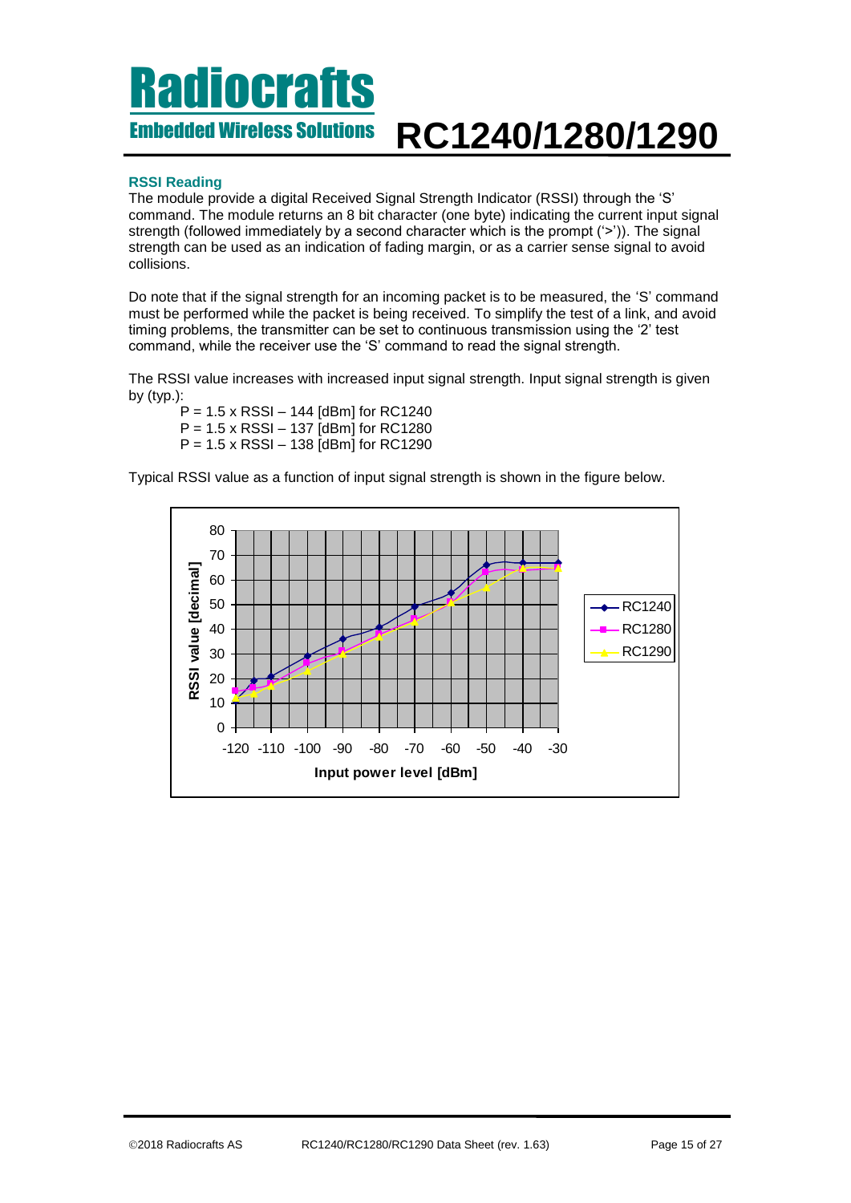## RSSI Reading

The module provide a digital Received Signal Strength Indicator (RSSI) through the 'S' command. The module returns an 8 bit character (one byte) indicating the current input signal strength (followed immediately by a second character which is the prompt ('>')). The signal strength can be used as an indication of fading margin, or as a carrier sense signal to avoid collisions.

Do note that if the signal strength for an incoming packet is to be measured, the 'S' command must be performed while the packet is being received. To simplify the test of a link, and avoid timing problems, the transmitter can be set to continuous transmission using the '2' test command, while the receiver use the 'S' command to read the signal strength.

The RSSI value increases with increased input signal strength. Input signal strength is given by (typ.):

$P = 1.5 \times RSSI - 144$ [dBm] for RC1240
$P = 1.5 \times RSSI - 137$ [dBm] for RC1280
$P = 1.5 \times RSSI - 138$ [dBm] for RC1290

Typical RSSI value as a function of input signal strength is shown in the figure below.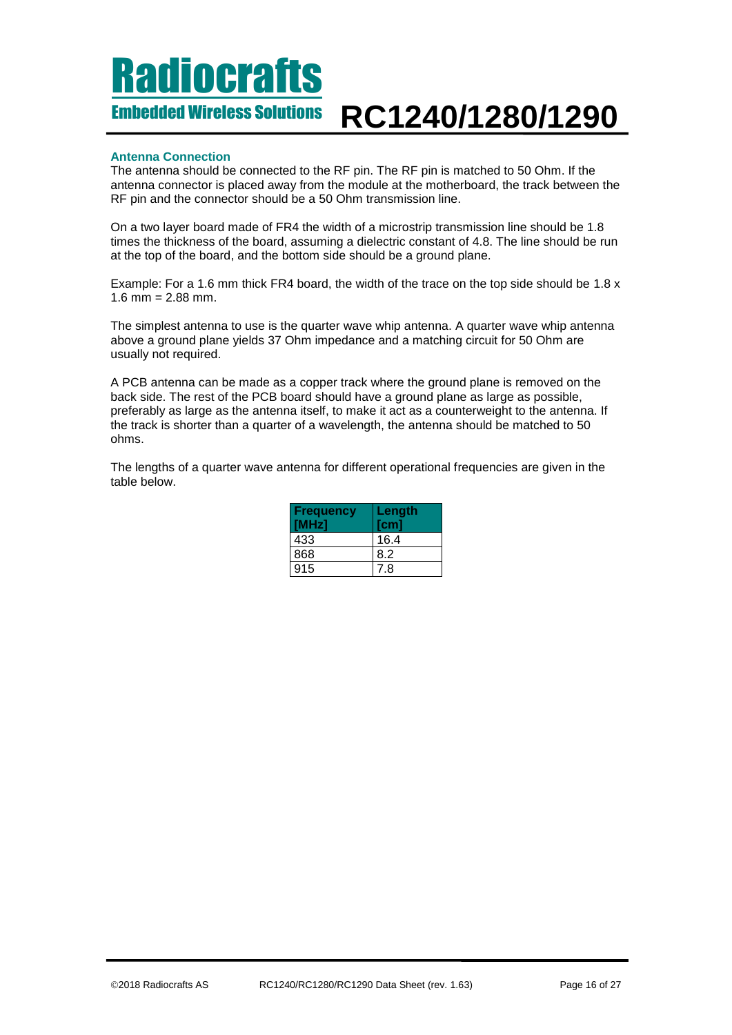### Antenna Connection

The antenna should be connected to the RF pin. The RF pin is matched to 50 Ohm. If the antenna connector is placed away from the module at the motherboard, the track between the RF pin and the connector should be a 50 Ohm transmission line.

On a two layer board made of FR4 the width of a microstrip transmission line should be 1.8 times the thickness of the board, assuming a dielectric constant of 4.8. The line should be run at the top of the board, and the bottom side should be a ground plane.

Example: For a 1.6 mm thick FR4 board, the width of the trace on the top side should be 1.8 x 1.6 mm = 2.88 mm.

The simplest antenna to use is the quarter wave whip antenna. A quarter wave whip antenna above a ground plane yields 37 Ohm impedance and a matching circuit for 50 Ohm are usually not required.

A PCB antenna can be made as a copper track where the ground plane is removed on the back side. The rest of the PCB board should have a ground plane as large as possible, preferably as large as the antenna itself, to make it act as a counterweight to the antenna. If the track is shorter than a quarter of a wavelength, the antenna should be matched to 50 ohms.

The lengths of a quarter wave antenna for different operational frequencies are given in the table below.

| Frequency [MHz] | Length [cm] |
|---|---|
| 433 | 16.4 |
| 868 | 8.2 |
| 915 | 7.8 |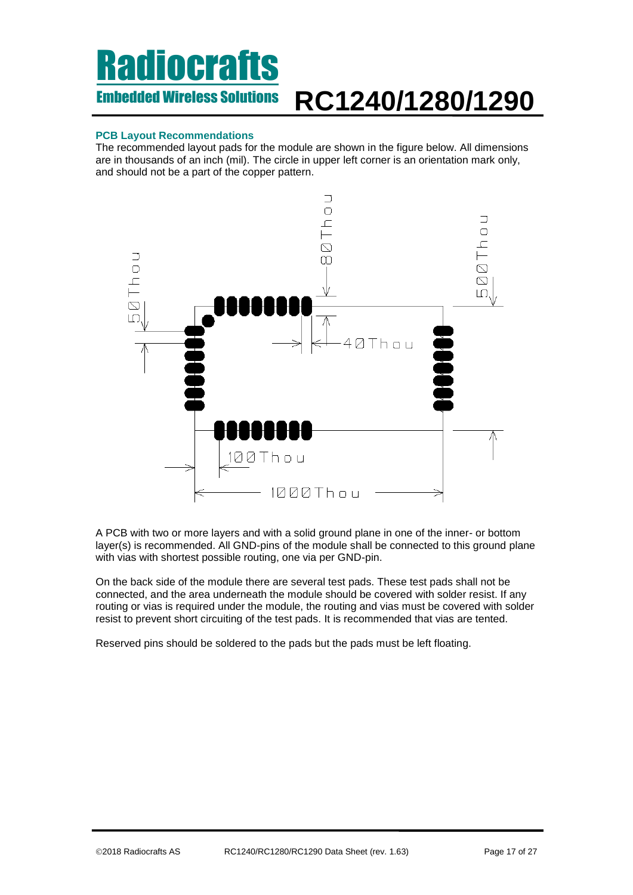### PCB Layout Recommendations

The recommended layout pads for the module are shown in the figure below. All dimensions are in thousands of an inch (mil). The circle in upper left corner is an orientation mark only, and should not be a part of the copper pattern.

A PCB with two or more layers and with a solid ground plane in one of the inner- or bottom layer(s) is recommended. All GND-pins of the module shall be connected to this ground plane with vias with shortest possible routing, one via per GND-pin.

On the back side of the module there are several test pads. These test pads shall not be connected, and the area underneath the module should be covered with solder resist. If any routing or vias is required under the module, the routing and vias must be covered with solder resist to prevent short circuiting of the test pads. It is recommended that vias are tented.

Reserved pins should be soldered to the pads but the pads must be left floating.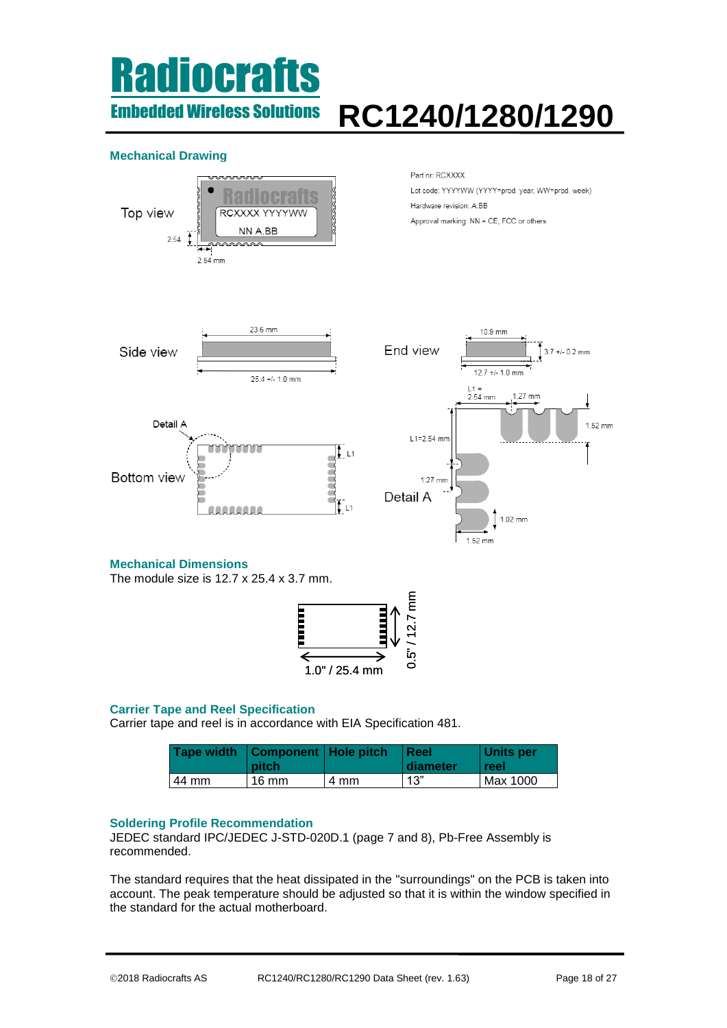## Mechanical Drawing

Part nr: RCXXXX

Lot code: YYYYWW (YYYY=prod. year, WW=prod. week)

Hardware revision: A.BB

Approval marking: NN = CE, FCC or others

## Mechanical Dimensions

The module size is 12.7 x 25.4 x 3.7 mm.

## Carrier Tape and Reel Specification

Carrier tape and reel is in accordance with EIA Specification 481.

| Tape width | Component pitch | Hole pitch | Reel diameter | Units per reel |
|---|---|---|---|---|
| 44 mm | 16 mm | 4 mm | 13" | Max 1000 |

## Soldering Profile Recommendation

JEDEC standard IPC/JEDEC J-STD-020D.1 (page 7 and 8), Pb-Free Assembly is recommended.

The standard requires that the heat dissipated in the "surroundings" on the PCB is taken into account. The peak temperature should be adjusted so that it is within the window specified in the standard for the actual motherboard.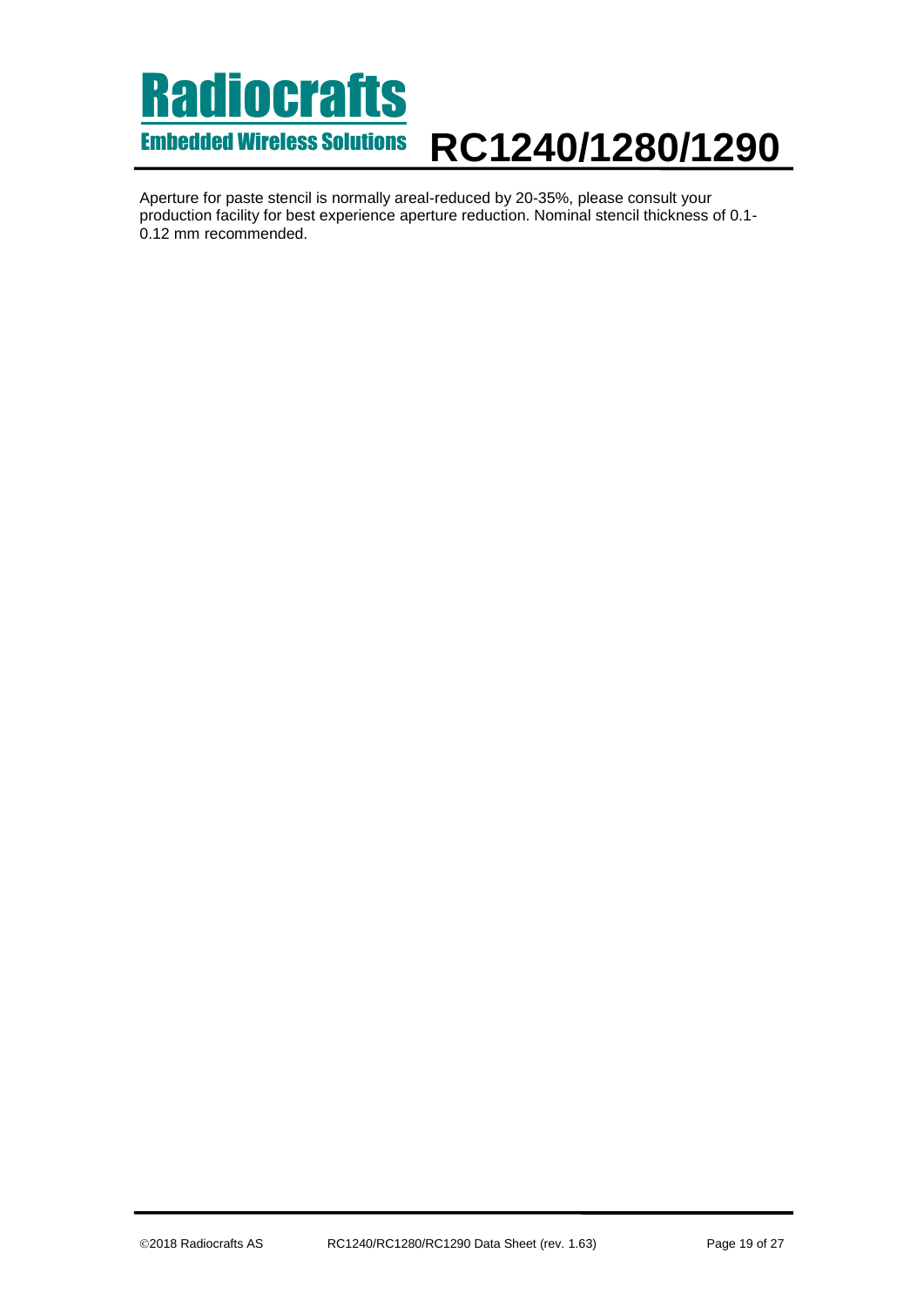Aperture for paste stencil is normally areal-reduced by 20-35%, please consult your production facility for best experience aperture reduction. Nominal stencil thickness of 0.1-0.12 mm recommended.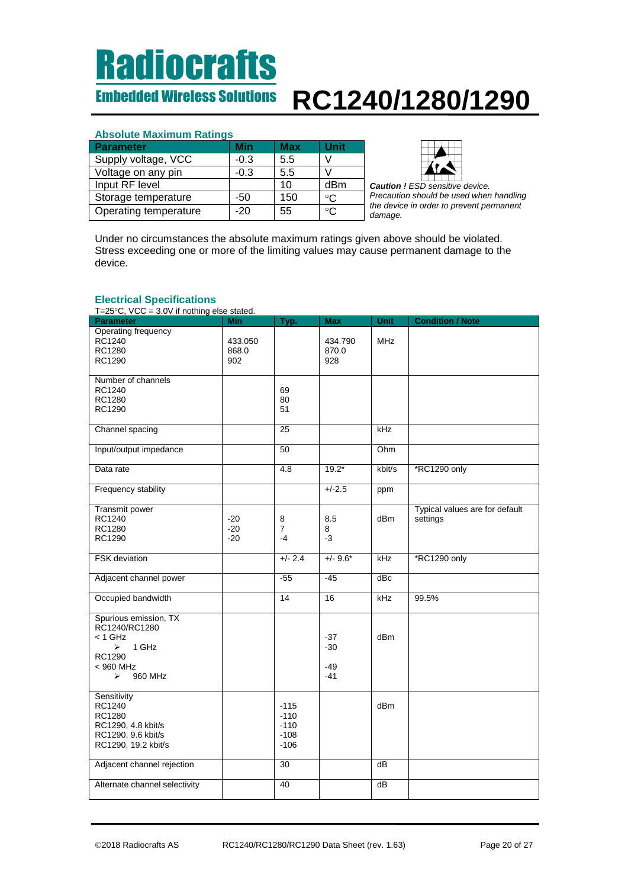# Radiocrafts

Embedded Wireless Solutions **RC1240/1280/1290**

### Absolute Maximum Ratings

| Parameter | Min | Max | Unit |
|---|---|---|---|
| Supply voltage, VCC | -0.3 | 5.5 | V |
| Voltage on any pin | -0.3 | 5.5 | V |
| Input RF level | | 10 | dBm |
| Storage temperature | -50 | 150 | °C |
| Operating temperature | -20 | 55 | °C |

***Caution !** ESD sensitive device. Precaution should be used when handling the device in order to prevent permanent damage.*

Under no circumstances the absolute maximum ratings given above should be violated. Stress exceeding one or more of the limiting values may cause permanent damage to the device.

### Electrical Specifications

T=25°C, VCC = 3.0V if nothing else stated.

| Parameter | Min | Typ. | Max | Unit | Condition / Note |
|---|---|---|---|---|---|
| Operating frequency<br>RC1240<br>RC1280<br>RC1290 | <br>433.050<br>868.0<br>902 | | <br>434.790<br>870.0<br>928 | MHz | |
| Number of channels<br>RC1240<br>RC1280<br>RC1290 | | <br>69<br>80<br>51 | | | |
| Channel spacing | | 25 | | kHz | |
| Input/output impedance | | 50 | | Ohm | |
| Data rate | | 4.8 | 19.2* | kbit/s | *RC1290 only |
| Frequency stability | | | +/-2.5 | ppm | |
| Transmit power<br>RC1240<br>RC1280<br>RC1290 | <br>-20<br>-20<br>-20 | <br>8<br>7<br>-4 | <br>8.5<br>8<br>-3 | dBm | Typical values are for default settings |
| FSK deviation | | +/- 2.4 | +/- 9.6* | kHz | *RC1290 only |
| Adjacent channel power | | -55 | -45 | dBc | |
| Occupied bandwidth | | 14 | 16 | kHz | 99.5% |
| Spurious emission, TX<br>RC1240/RC1280<br>< 1 GHz<br>➢ 1 GHz<br>RC1290<br>< 960 MHz<br>➢ 960 MHz | | | <br><br>-37<br>-30<br><br>-49<br>-41 | dBm | |
| Sensitivity<br>RC1240<br>RC1280<br>RC1290, 4.8 kbit/s<br>RC1290, 9.6 kbit/s<br>RC1290, 19.2 kbit/s | | <br>-115<br>-110<br>-110<br>-108<br>-106 | | dBm | |
| Adjacent channel rejection | | 30 | | dB | |
| Alternate channel selectivity | | 40 | | dB | |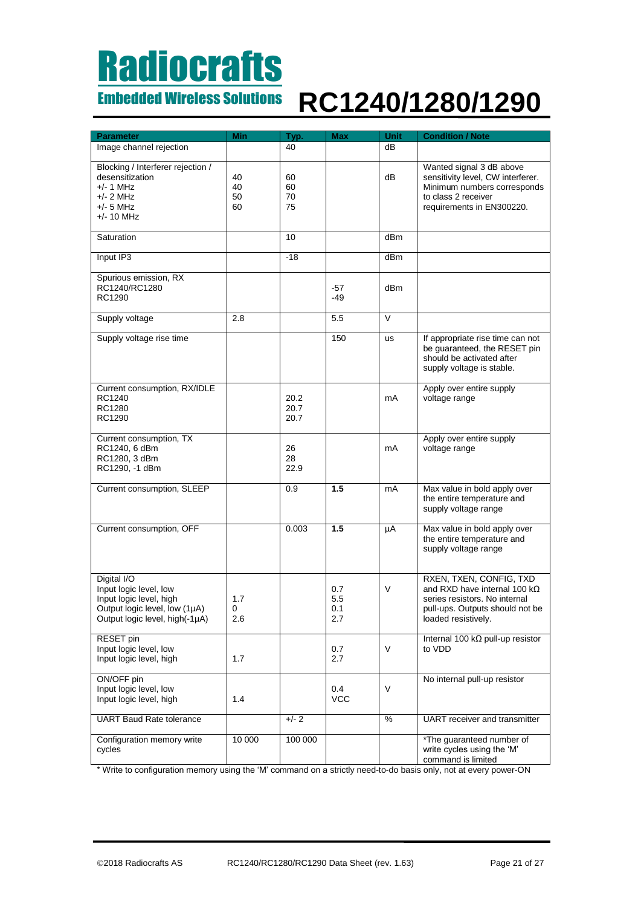| Parameter | Min | Typ. | Max | Unit | Condition / Note |
|---|---|---|---|---|---|
| Image channel rejection | | 40 | | dB | |
| Blocking / Interferer rejection / desensitization<br>+/- 1 MHz<br>+/- 2 MHz<br>+/- 5 MHz<br>+/- 10 MHz | 40<br>40<br>50<br>60 | 60<br>60<br>70<br>75 | | dB | Wanted signal 3 dB above sensitivity level, CW interferer. Minimum numbers corresponds to class 2 receiver requirements in EN300220. |
| Saturation | | 10 | | dBm | |
| Input IP3 | | -18 | | dBm | |
| Spurious emission, RX<br>RC1240/RC1280<br>RC1290 | | | -57<br>-49 | dBm | |
| Supply voltage | 2.8 | | 5.5 | V | |
| Supply voltage rise time | | | 150 | us | If appropriate rise time can not be guaranteed, the RESET pin should be activated after supply voltage is stable. |
| Current consumption, RX/IDLE<br>RC1240<br>RC1280<br>RC1290 | | 20.2<br>20.7<br>20.7 | | mA | Apply over entire supply voltage range |
| Current consumption, TX<br>RC1240, 6 dBm<br>RC1280, 3 dBm<br>RC1290, -1 dBm | | 26<br>28<br>22.9 | | mA | Apply over entire supply voltage range |
| Current consumption, SLEEP | | 0.9 | **1.5** | mA | Max value in bold apply over the entire temperature and supply voltage range |
| Current consumption, OFF | | 0.003 | **1.5** | µA | Max value in bold apply over the entire temperature and supply voltage range |
| Digital I/O<br>Input logic level, low<br>Input logic level, high<br>Output logic level, low (1µA)<br>Output logic level, high(-1µA) | <br>1.7<br>0<br>2.6 | | 0.7<br>5.5<br>0.1<br>2.7 | V | RXEN, TXEN, CONFIG, TXD and RXD have internal 100 kΩ series resistors. No internal pull-ups. Outputs should not be loaded resistively. |
| RESET pin<br>Input logic level, low<br>Input logic level, high | <br>1.7 | | 0.7<br>2.7 | V | Internal 100 kΩ pull-up resistor to VDD |
| ON/OFF pin<br>Input logic level, low<br>Input logic level, high | <br>1.4 | | 0.4<br>VCC | V | No internal pull-up resistor |
| UART Baud Rate tolerance | | +/- 2 | | % | UART receiver and transmitter |
| Configuration memory write cycles | 10 000 | 100 000 | | | *The guaranteed number of write cycles using the 'M' command is limited |

* Write to configuration memory using the 'M' command on a strictly need-to-do basis only, not at every power-ON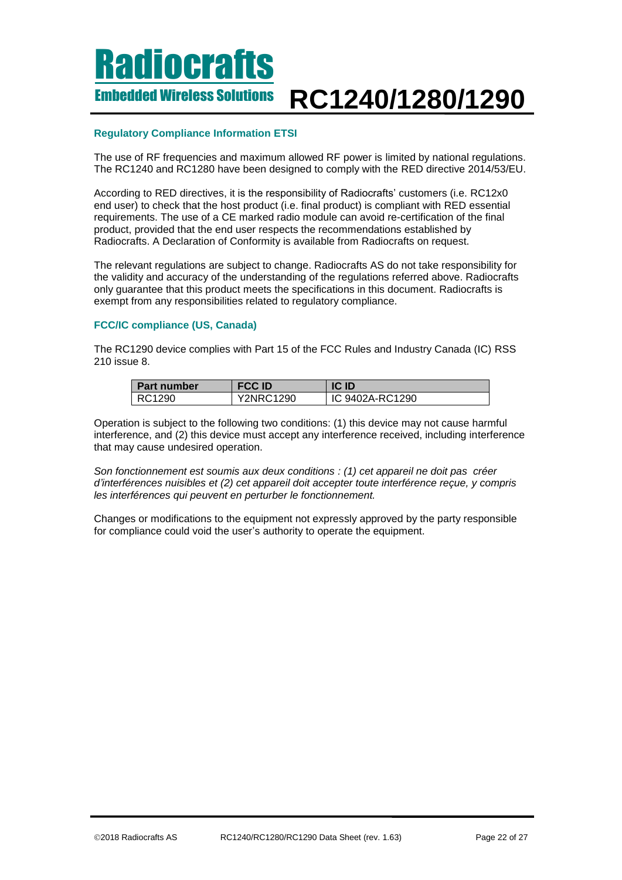### Regulatory Compliance Information ETSI

The use of RF frequencies and maximum allowed RF power is limited by national regulations. The RC1240 and RC1280 have been designed to comply with the RED directive 2014/53/EU.

According to RED directives, it is the responsibility of Radiocrafts' customers (i.e. RC12x0 end user) to check that the host product (i.e. final product) is compliant with RED essential requirements. The use of a CE marked radio module can avoid re-certification of the final product, provided that the end user respects the recommendations established by Radiocrafts. A Declaration of Conformity is available from Radiocrafts on request.

The relevant regulations are subject to change. Radiocrafts AS do not take responsibility for the validity and accuracy of the understanding of the regulations referred above. Radiocrafts only guarantee that this product meets the specifications in this document. Radiocrafts is exempt from any responsibilities related to regulatory compliance.

### FCC/IC compliance (US, Canada)

The RC1290 device complies with Part 15 of the FCC Rules and Industry Canada (IC) RSS 210 issue 8.

| Part number | FCC ID | IC ID |
|---|---|---|
| RC1290 | Y2NRC1290 | IC 9402A-RC1290 |

Operation is subject to the following two conditions: (1) this device may not cause harmful interference, and (2) this device must accept any interference received, including interference that may cause undesired operation.

*Son fonctionnement est soumis aux deux conditions : (1) cet appareil ne doit pas créer d'interférences nuisibles et (2) cet appareil doit accepter toute interférence reçue, y compris les interférences qui peuvent en perturber le fonctionnement.*

Changes or modifications to the equipment not expressly approved by the party responsible for compliance could void the user's authority to operate the equipment.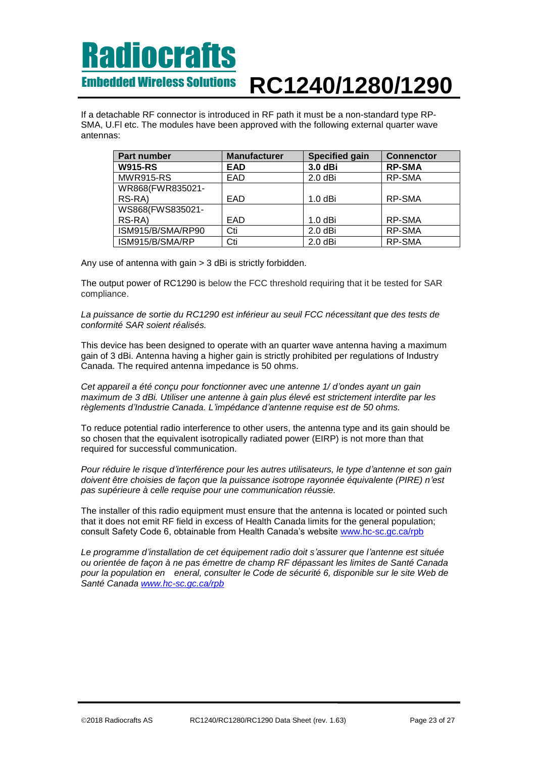If a detachable RF connector is introduced in RF path it must be a non-standard type RP-SMA, U.Fl etc. The modules have been approved with the following external quarter wave antennas:

| Part number | Manufacturer | Specified gain | Connenctor |
|---|---|---|---|
| **W915-RS** | **EAD** | **3.0 dBi** | **RP-SMA** |
| MWR915-RS | EAD | 2.0 dBi | RP-SMA |
| WR868(FWR835021-RS-RA) | EAD | 1.0 dBi | RP-SMA |
| WS868(FWS835021-RS-RA) | EAD | 1.0 dBi | RP-SMA |
| ISM915/B/SMA/RP90 | Cti | 2.0 dBi | RP-SMA |
| ISM915/B/SMA/RP | Cti | 2.0 dBi | RP-SMA |

Any use of antenna with gain > 3 dBi is strictly forbidden.

The output power of RC1290 is below the FCC threshold requiring that it be tested for SAR compliance.

*La puissance de sortie du RC1290 est inférieur au seuil FCC nécessitant que des tests de conformité SAR soient réalisés.*

This device has been designed to operate with an quarter wave antenna having a maximum gain of 3 dBi. Antenna having a higher gain is strictly prohibited per regulations of Industry Canada. The required antenna impedance is 50 ohms.

*Cet appareil a été conçu pour fonctionner avec une antenne 1/ d'ondes ayant un gain maximum de 3 dBi. Utiliser une antenne à gain plus élevé est strictement interdite par les règlements d'Industrie Canada. L'impédance d'antenne requise est de 50 ohms.*

To reduce potential radio interference to other users, the antenna type and its gain should be so chosen that the equivalent isotropically radiated power (EIRP) is not more than that required for successful communication.

*Pour réduire le risque d'interférence pour les autres utilisateurs, le type d'antenne et son gain doivent être choisies de façon que la puissance isotrope rayonnée équivalente (PIRE) n'est pas supérieure à celle requise pour une communication réussie.*

The installer of this radio equipment must ensure that the antenna is located or pointed such that it does not emit RF field in excess of Health Canada limits for the general population; consult Safety Code 6, obtainable from Health Canada's website www.hc-sc.gc.ca/rpb

*Le programme d'installation de cet équipement radio doit s'assurer que l'antenne est située ou orientée de façon à ne pas émettre de champ RF dépassant les limites de Santé Canada pour la population en eneral, consulter le Code de sécurité 6, disponible sur le site Web de Santé Canada www.hc-sc.gc.ca/rpb*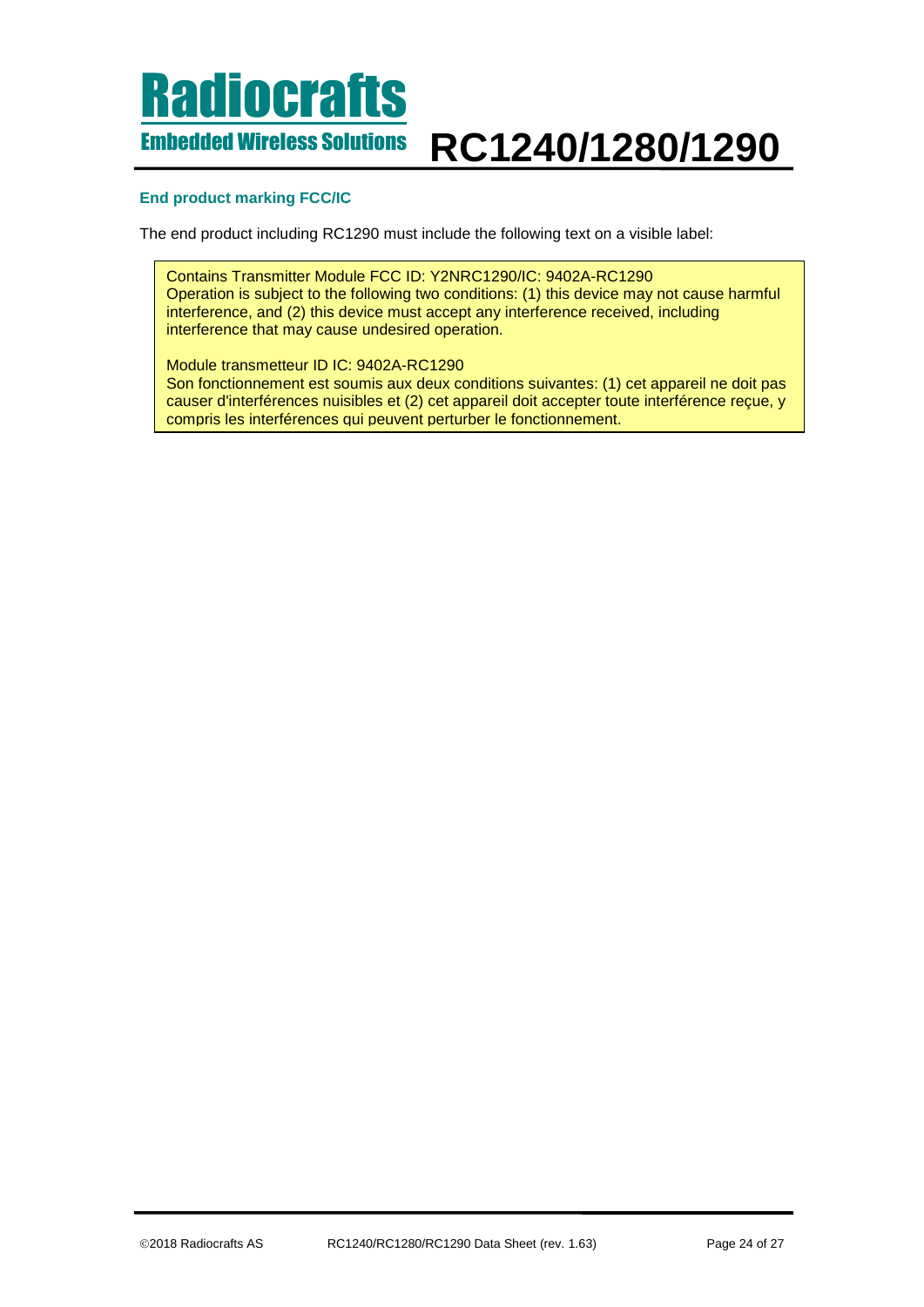### End product marking FCC/IC

The end product including RC1290 must include the following text on a visible label:

> Contains Transmitter Module FCC ID: Y2NRC1290/IC: 9402A-RC1290
> Operation is subject to the following two conditions: (1) this device may not cause harmful interference, and (2) this device must accept any interference received, including interference that may cause undesired operation.
>
> Module transmetteur ID IC: 9402A-RC1290
> Son fonctionnement est soumis aux deux conditions suivantes: (1) cet appareil ne doit pas causer d'interférences nuisibles et (2) cet appareil doit accepter toute interférence reçue, y compris les interférences qui peuvent perturber le fonctionnement.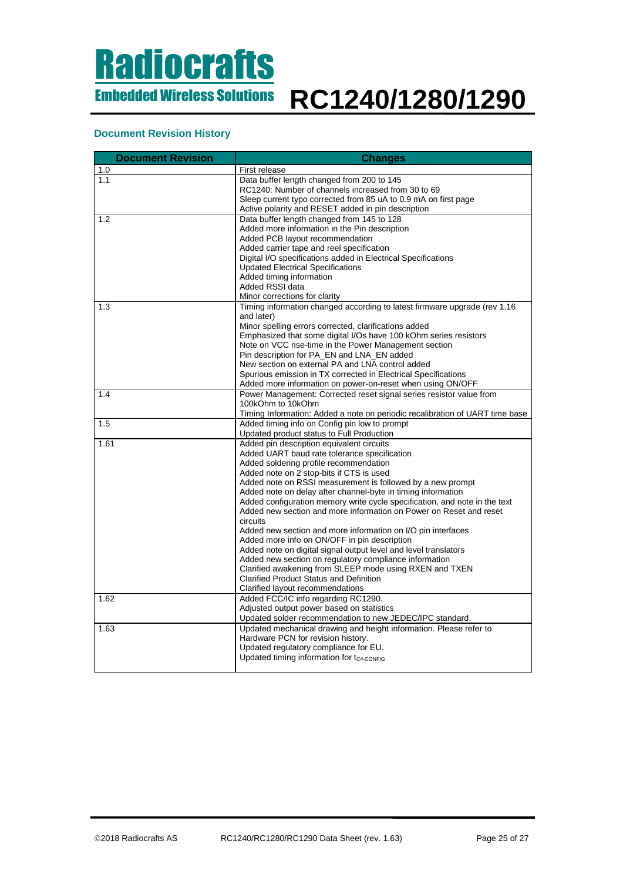## Document Revision History

| Document Revision | Changes |
|---|---|
| 1.0 | First release |
| 1.1 | Data buffer length changed from 200 to 145<br>RC1240: Number of channels increased from 30 to 69<br>Sleep current typo corrected from 85 uA to 0.9 mA on first page<br>Active polarity and RESET added in pin description |
| 1.2 | Data buffer length changed from 145 to 128<br>Added more information in the Pin description<br>Added PCB layout recommendation<br>Added carrier tape and reel specification<br>Digital I/O specifications added in Electrical Specifications<br>Updated Electrical Specifications<br>Added timing information<br>Added RSSI data<br>Minor corrections for clarity |
| 1.3 | Timing information changed according to latest firmware upgrade (rev 1.16 and later)<br>Minor spelling errors corrected, clarifications added<br>Emphasized that some digital I/Os have 100 kOhm series resistors<br>Note on VCC rise-time in the Power Management section<br>Pin description for PA_EN and LNA_EN added<br>New section on external PA and LNA control added<br>Spurious emission in TX corrected in Electrical Specifications<br>Added more information on power-on-reset when using ON/OFF |
| 1.4 | Power Management: Corrected reset signal series resistor value from 100kOhm to 10kOhm<br>Timing Information: Added a note on periodic recalibration of UART time base |
| 1.5 | Added timing info on Config pin low to prompt<br>Updated product status to Full Production |
| 1.61 | Added pin description equivalent circuits<br>Added UART baud rate tolerance specification<br>Added soldering profile recommendation<br>Added note on 2 stop-bits if CTS is used<br>Added note on RSSI measurement is followed by a new prompt<br>Added note on delay after channel-byte in timing information<br>Added configuration memory write cycle specification, and note in the text<br>Added new section and more information on Power on Reset and reset circuits<br>Added new section and more information on I/O pin interfaces<br>Added more info on ON/OFF in pin description<br>Added note on digital signal output level and level translators<br>Added new section on regulatory compliance information<br>Clarified awakening from SLEEP mode using RXEN and TXEN<br>Clarified Product Status and Definition<br>Clarified layout recommendations |
| 1.62 | Added FCC/IC info regarding RC1290.<br>Adjusted output power based on statistics<br>Updated solder recommendation to new JEDEC/IPC standard. |
| 1.63 | Updated mechanical drawing and height information. Please refer to Hardware PCN for revision history.<br>Updated regulatory compliance for EU.<br>Updated timing information for $t_{C\#\text{-}CONFIG}$ |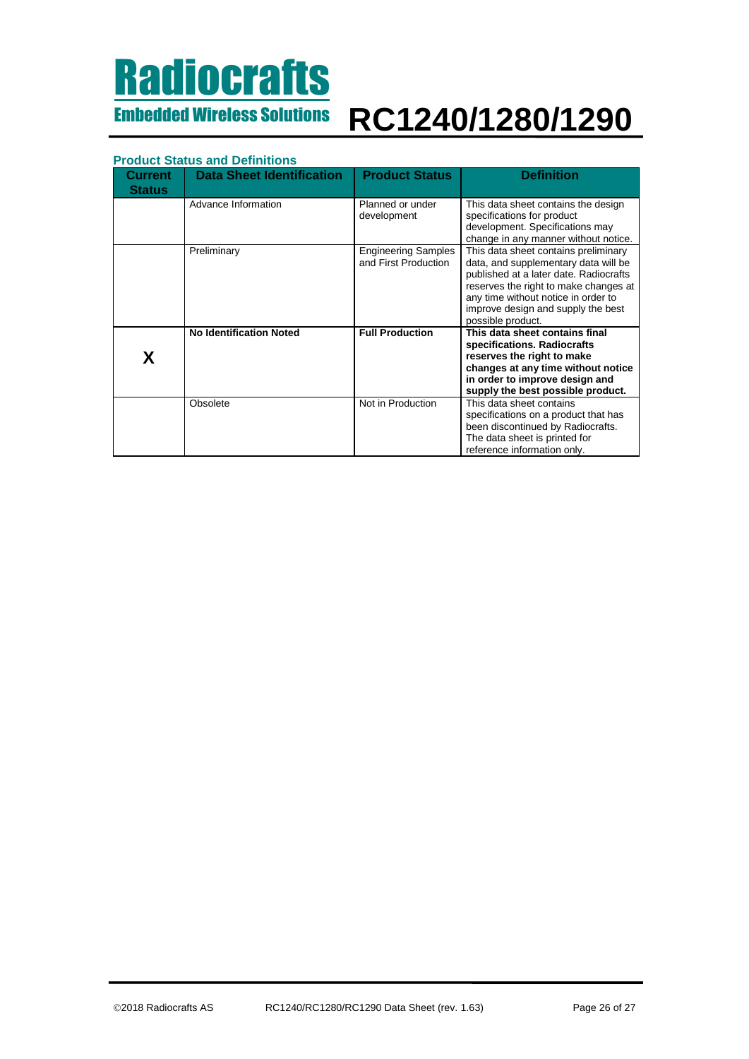### Product Status and Definitions

| Current Status | Data Sheet Identification | Product Status | Definition |
|---|---|---|---|
| | Advance Information | Planned or under development | This data sheet contains the design specifications for product development. Specifications may change in any manner without notice. |
| | Preliminary | Engineering Samples and First Production | This data sheet contains preliminary data, and supplementary data will be published at a later date. Radiocrafts reserves the right to make changes at any time without notice in order to improve design and supply the best possible product. |
| **X** | **No Identification Noted** | **Full Production** | **This data sheet contains final specifications. Radiocrafts reserves the right to make changes at any time without notice in order to improve design and supply the best possible product.** |
| | Obsolete | Not in Production | This data sheet contains specifications on a product that has been discontinued by Radiocrafts. The data sheet is printed for reference information only. |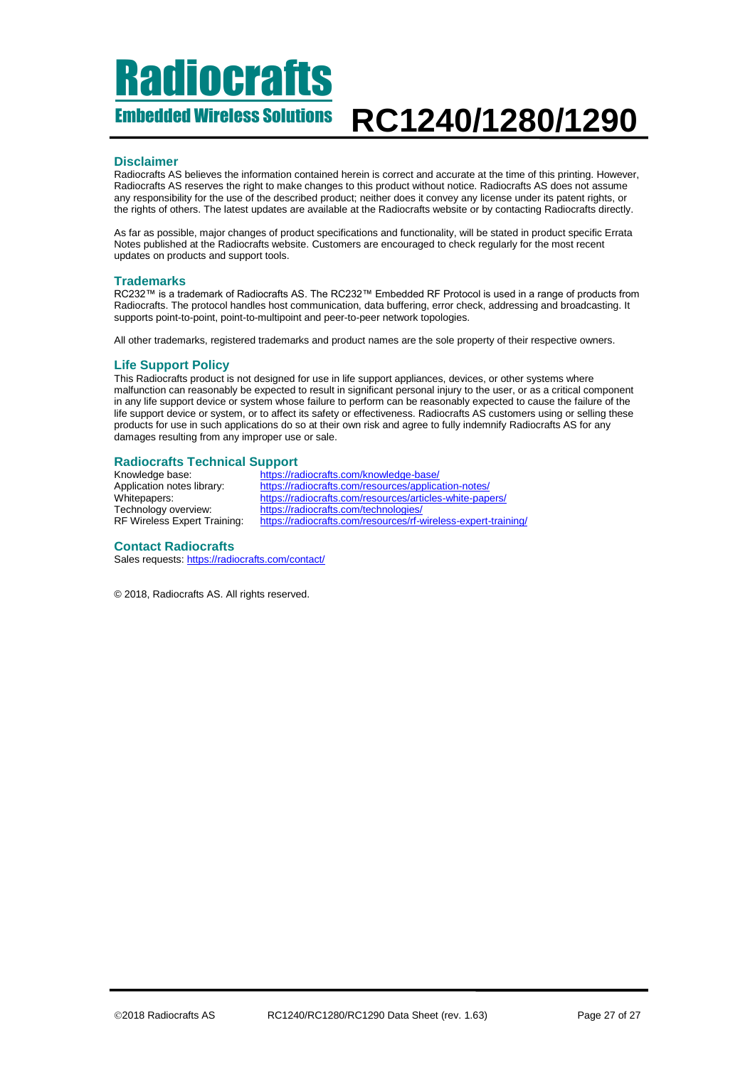## Disclaimer

Radiocrafts AS believes the information contained herein is correct and accurate at the time of this printing. However, Radiocrafts AS reserves the right to make changes to this product without notice. Radiocrafts AS does not assume any responsibility for the use of the described product; neither does it convey any license under its patent rights, or the rights of others. The latest updates are available at the Radiocrafts website or by contacting Radiocrafts directly.

As far as possible, major changes of product specifications and functionality, will be stated in product specific Errata Notes published at the Radiocrafts website. Customers are encouraged to check regularly for the most recent updates on products and support tools.

## Trademarks

RC232™ is a trademark of Radiocrafts AS. The RC232™ Embedded RF Protocol is used in a range of products from Radiocrafts. The protocol handles host communication, data buffering, error check, addressing and broadcasting. It supports point-to-point, point-to-multipoint and peer-to-peer network topologies.

All other trademarks, registered trademarks and product names are the sole property of their respective owners.

## Life Support Policy

This Radiocrafts product is not designed for use in life support appliances, devices, or other systems where malfunction can reasonably be expected to result in significant personal injury to the user, or as a critical component in any life support device or system whose failure to perform can be reasonably expected to cause the failure of the life support device or system, or to affect its safety or effectiveness. Radiocrafts AS customers using or selling these products for use in such applications do so at their own risk and agree to fully indemnify Radiocrafts AS for any damages resulting from any improper use or sale.

## Radiocrafts Technical Support

| | |
|---|---|
| Knowledge base: | https://radiocrafts.com/knowledge-base/ |
| Application notes library: | https://radiocrafts.com/resources/application-notes/ |
| Whitepapers: | https://radiocrafts.com/resources/articles-white-papers/ |
| Technology overview: | https://radiocrafts.com/technologies/ |
| RF Wireless Expert Training: | https://radiocrafts.com/resources/rf-wireless-expert-training/ |

## Contact Radiocrafts

Sales requests: https://radiocrafts.com/contact/

© 2018, Radiocrafts AS. All rights reserved.